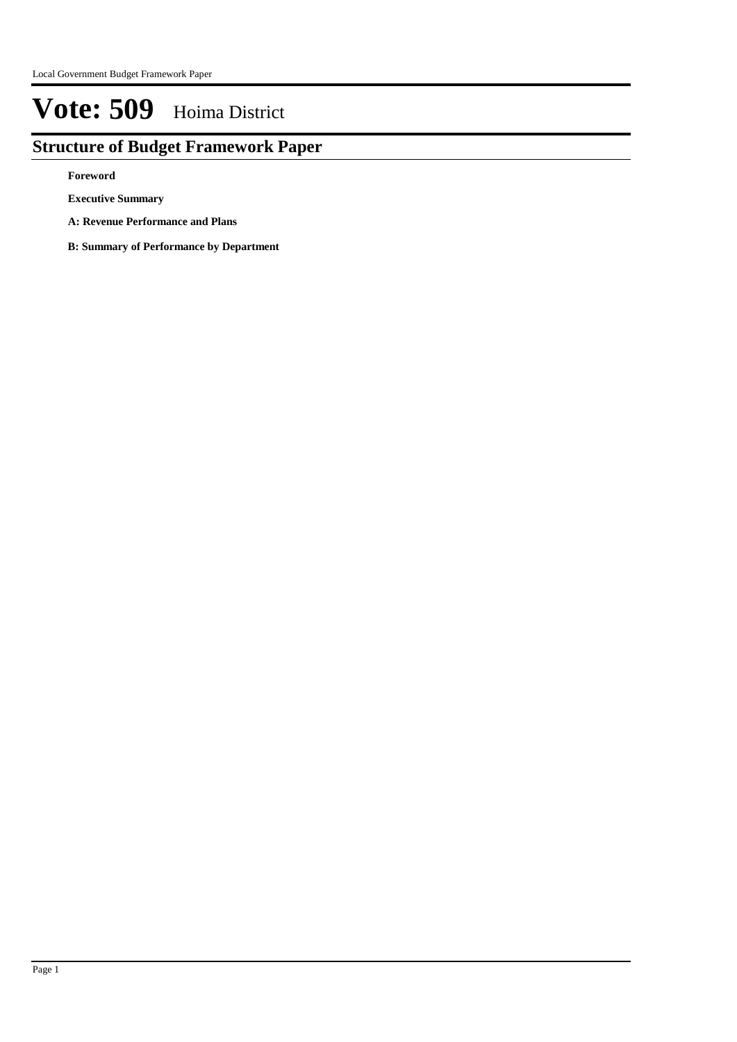# Vote: 509 Hoima District

## Structure of Budget Framework Paper

**Foreword**

**Executive Summary**

**A: Revenue Performance and Plans**

**B: Summary of Performance by Department**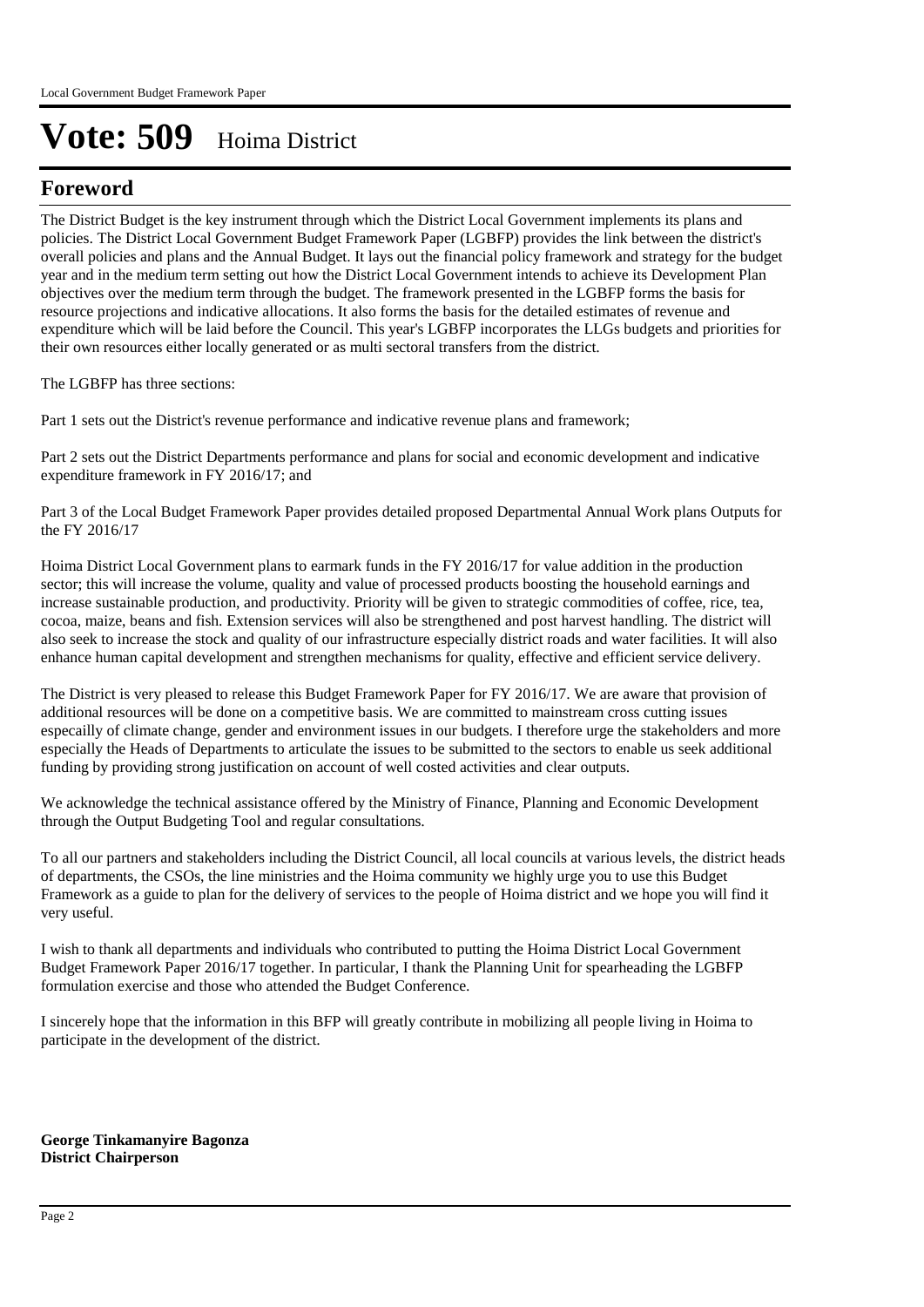# Vote: 509 Hoima District

## Foreword

The District Budget is the key instrument through which the District Local Government implements its plans and policies. The District Local Government Budget Framework Paper (LGBFP) provides the link between the district's overall policies and plans and the Annual Budget. It lays out the financial policy framework and strategy for the budget year and in the medium term setting out how the District Local Government intends to achieve its Development Plan objectives over the medium term through the budget. The framework presented in the LGBFP forms the basis for resource projections and indicative allocations. It also forms the basis for the detailed estimates of revenue and expenditure which will be laid before the Council. This year's LGBFP incorporates the LLGs budgets and priorities for their own resources either locally generated or as multi sectoral transfers from the district.

The LGBFP has three sections:

Part 1 sets out the District's revenue performance and indicative revenue plans and framework;

Part 2 sets out the District Departments performance and plans for social and economic development and indicative expenditure framework in FY 2016/17; and

Part 3 of the Local Budget Framework Paper provides detailed proposed Departmental Annual Work plans Outputs for the FY 2016/17

Hoima District Local Government plans to earmark funds in the FY 2016/17 for value addition in the production sector; this will increase the volume, quality and value of processed products boosting the household earnings and increase sustainable production, and productivity. Priority will be given to strategic commodities of coffee, rice, tea, cocoa, maize, beans and fish. Extension services will also be strengthened and post harvest handling. The district will also seek to increase the stock and quality of our infrastructure especially district roads and water facilities. It will also enhance human capital development and strengthen mechanisms for quality, effective and efficient service delivery.

The District is very pleased to release this Budget Framework Paper for FY 2016/17. We are aware that provision of additional resources will be done on a competitive basis. We are committed to mainstream cross cutting issues especailly of climate change, gender and environment issues in our budgets. I therefore urge the stakeholders and more especially the Heads of Departments to articulate the issues to be submitted to the sectors to enable us seek additional funding by providing strong justification on account of well costed activities and clear outputs.

We acknowledge the technical assistance offered by the Ministry of Finance, Planning and Economic Development through the Output Budgeting Tool and regular consultations.

To all our partners and stakeholders including the District Council, all local councils at various levels, the district heads of departments, the CSOs, the line ministries and the Hoima community we highly urge you to use this Budget Framework as a guide to plan for the delivery of services to the people of Hoima district and we hope you will find it very useful.

I wish to thank all departments and individuals who contributed to putting the Hoima District Local Government Budget Framework Paper 2016/17 together. In particular, I thank the Planning Unit for spearheading the LGBFP formulation exercise and those who attended the Budget Conference.

I sincerely hope that the information in this BFP will greatly contribute in mobilizing all people living in Hoima to participate in the development of the district.

**George Tinkamanyire Bagonza**
**District Chairperson**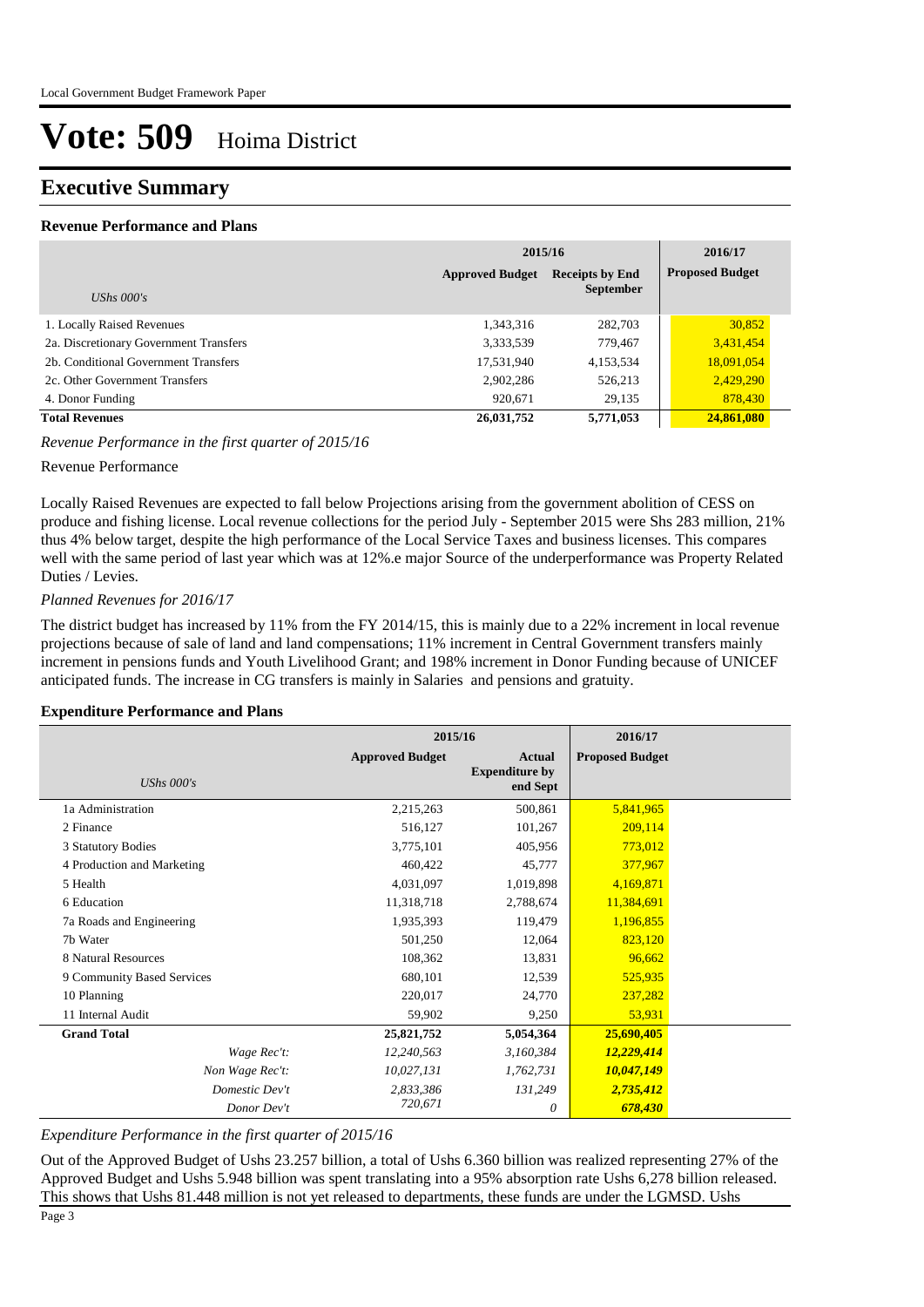Local Government Budget Framework Paper

# Vote: 509 Hoima District

## Executive Summary

### Revenue Performance and Plans

| UShs 000's | 2015/16 Approved Budget | 2015/16 Receipts by End September | 2016/17 Proposed Budget |
|---|---|---|---|
| 1. Locally Raised Revenues | 1,343,316 | 282,703 | 30,852 |
| 2a. Discretionary Government Transfers | 3,333,539 | 779,467 | 3,431,454 |
| 2b. Conditional Government Transfers | 17,531,940 | 4,153,534 | 18,091,054 |
| 2c. Other Government Transfers | 2,902,286 | 526,213 | 2,429,290 |
| 4. Donor Funding | 920,671 | 29,135 | 878,430 |
| **Total Revenues** | **26,031,752** | **5,771,053** | **24,861,080** |

*Revenue Performance in the first quarter of 2015/16*

Revenue Performance

Locally Raised Revenues are expected to fall below Projections arising from the government abolition of CESS on produce and fishing license. Local revenue collections for the period July - September 2015 were Shs 283 million, 21% thus 4% below target, despite the high performance of the Local Service Taxes and business licenses. This compares well with the same period of last year which was at 12%.e major Source of the underperformance was Property Related Duties / Levies.

*Planned Revenues for 2016/17*

The district budget has increased by 11% from the FY 2014/15, this is mainly due to a 22% increment in local revenue projections because of sale of land and land compensations; 11% increment in Central Government transfers mainly increment in pensions funds and Youth Livelihood Grant; and 198% increment in Donor Funding because of UNICEF anticipated funds. The increase in CG transfers is mainly in Salaries and pensions and gratuity.

### Expenditure Performance and Plans

| UShs 000's | 2015/16 Approved Budget | 2015/16 Actual Expenditure by end Sept | 2016/17 Proposed Budget |
|---|---|---|---|
| 1a Administration | 2,215,263 | 500,861 | 5,841,965 |
| 2 Finance | 516,127 | 101,267 | 209,114 |
| 3 Statutory Bodies | 3,775,101 | 405,956 | 773,012 |
| 4 Production and Marketing | 460,422 | 45,777 | 377,967 |
| 5 Health | 4,031,097 | 1,019,898 | 4,169,871 |
| 6 Education | 11,318,718 | 2,788,674 | 11,384,691 |
| 7a Roads and Engineering | 1,935,393 | 119,479 | 1,196,855 |
| 7b Water | 501,250 | 12,064 | 823,120 |
| 8 Natural Resources | 108,362 | 13,831 | 96,662 |
| 9 Community Based Services | 680,101 | 12,539 | 525,935 |
| 10 Planning | 220,017 | 24,770 | 237,282 |
| 11 Internal Audit | 59,902 | 9,250 | 53,931 |
| **Grand Total** | **25,821,752** | **5,054,364** | **25,690,405** |
| *Wage Rec't:* | *12,240,563* | *3,160,384* | ***12,229,414*** |
| *Non Wage Rec't:* | *10,027,131* | *1,762,731* | ***10,047,149*** |
| *Domestic Dev't* | *2,833,386* | *131,249* | ***2,735,412*** |
| *Donor Dev't* | *720,671* | *0* | ***678,430*** |

*Expenditure Performance in the first quarter of 2015/16*

Out of the Approved Budget of Ushs 23.257 billion, a total of Ushs 6.360 billion was realized representing 27% of the Approved Budget and Ushs 5.948 billion was spent translating into a 95% absorption rate Ushs 6,278 billion released. This shows that Ushs 81.448 million is not yet released to departments, these funds are under the LGMSD. Ushs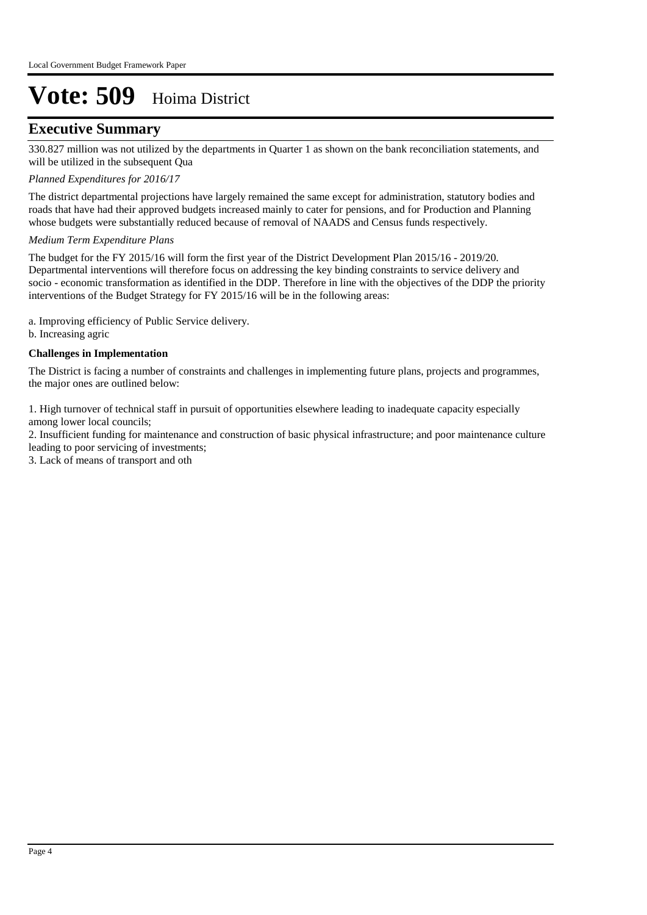# Vote: 509 Hoima District

## Executive Summary

330.827 million was not utilized by the departments in Quarter 1 as shown on the bank reconciliation statements, and will be utilized in the subsequent Qua

*Planned Expenditures for 2016/17*

The district departmental projections have largely remained the same except for administration, statutory bodies and roads that have had their approved budgets increased mainly to cater for pensions, and for Production and Planning whose budgets were substantially reduced because of removal of NAADS and Census funds respectively.

*Medium Term Expenditure Plans*

The budget for the FY 2015/16 will form the first year of the District Development Plan 2015/16 - 2019/20. Departmental interventions will therefore focus on addressing the key binding constraints to service delivery and socio - economic transformation as identified in the DDP. Therefore in line with the objectives of the DDP the priority interventions of the Budget Strategy for FY 2015/16 will be in the following areas:

a. Improving efficiency of Public Service delivery.
b. Increasing agric

**Challenges in Implementation**

The District is facing a number of constraints and challenges in implementing future plans, projects and programmes, the major ones are outlined below:

1. High turnover of technical staff in pursuit of opportunities elsewhere leading to inadequate capacity especially among lower local councils;
2. Insufficient funding for maintenance and construction of basic physical infrastructure; and poor maintenance culture leading to poor servicing of investments;
3. Lack of means of transport and oth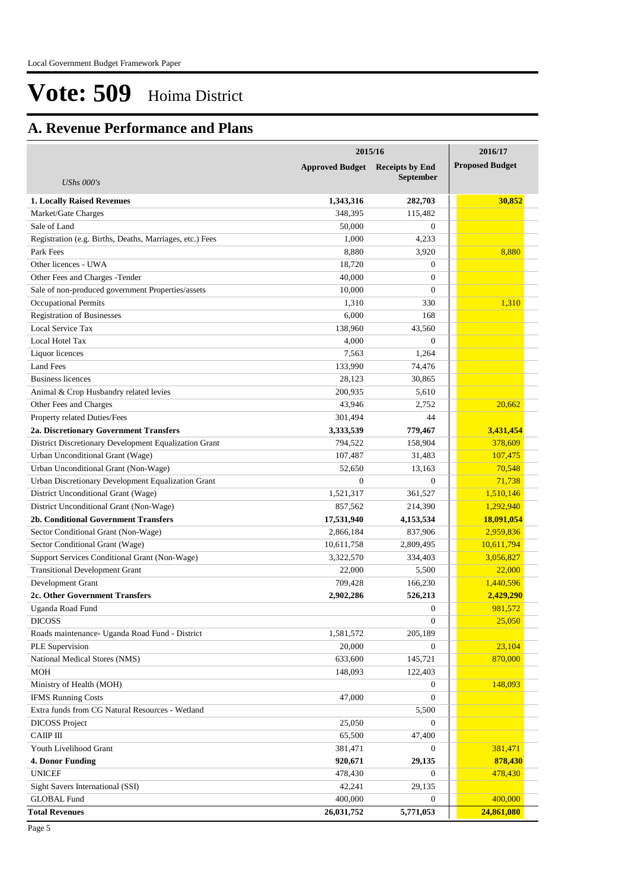# Vote: 509 Hoima District

## A. Revenue Performance and Plans

| *UShs 000's* | 2015/16 Approved Budget | 2015/16 Receipts by End September | 2016/17 Proposed Budget |
|---|---|---|---|
| **1. Locally Raised Revenues** | **1,343,316** | **282,703** | **30,852** |
| Market/Gate Charges | 348,395 | 115,482 | |
| Sale of Land | 50,000 | 0 | |
| Registration (e.g. Births, Deaths, Marriages, etc.) Fees | 1,000 | 4,233 | |
| Park Fees | 8,880 | 3,920 | 8,880 |
| Other licences - UWA | 18,720 | 0 | |
| Other Fees and Charges -Tender | 40,000 | 0 | |
| Sale of non-produced government Properties/assets | 10,000 | 0 | |
| Occupational Permits | 1,310 | 330 | 1,310 |
| Registration of Businesses | 6,000 | 168 | |
| Local Service Tax | 138,960 | 43,560 | |
| Local Hotel Tax | 4,000 | 0 | |
| Liquor licences | 7,563 | 1,264 | |
| Land Fees | 133,990 | 74,476 | |
| Business licences | 28,123 | 30,865 | |
| Animal & Crop Husbandry related levies | 200,935 | 5,610 | |
| Other Fees and Charges | 43,946 | 2,752 | 20,662 |
| Property related Duties/Fees | 301,494 | 44 | |
| **2a. Discretionary Government Transfers** | **3,333,539** | **779,467** | **3,431,454** |
| District Discretionary Development Equalization Grant | 794,522 | 158,904 | 378,609 |
| Urban Unconditional Grant (Wage) | 107,487 | 31,483 | 107,475 |
| Urban Unconditional Grant (Non-Wage) | 52,650 | 13,163 | 70,548 |
| Urban Discretionary Development Equalization Grant | 0 | 0 | 71,738 |
| District Unconditional Grant (Wage) | 1,521,317 | 361,527 | 1,510,146 |
| District Unconditional Grant (Non-Wage) | 857,562 | 214,390 | 1,292,940 |
| **2b. Conditional Government Transfers** | **17,531,940** | **4,153,534** | **18,091,054** |
| Sector Conditional Grant (Non-Wage) | 2,866,184 | 837,906 | 2,959,836 |
| Sector Conditional Grant (Wage) | 10,611,758 | 2,809,495 | 10,611,794 |
| Support Services Conditional Grant (Non-Wage) | 3,322,570 | 334,403 | 3,056,827 |
| Transitional Development Grant | 22,000 | 5,500 | 22,000 |
| Development Grant | 709,428 | 166,230 | 1,440,596 |
| **2c. Other Government Transfers** | **2,902,286** | **526,213** | **2,429,290** |
| Uganda Road Fund | | 0 | 981,572 |
| DICOSS | | 0 | 25,050 |
| Roads maintenance- Uganda Road Fund - District | 1,581,572 | 205,189 | |
| PLE Supervision | 20,000 | 0 | 23,104 |
| National Medical Stores (NMS) | 633,600 | 145,721 | 870,000 |
| MOH | 148,093 | 122,403 | |
| Ministry of Health (MOH) | | 0 | 148,093 |
| IFMS Running Costs | 47,000 | 0 | |
| Extra funds from CG Natural Resources - Wetland | | 5,500 | |
| DICOSS Project | 25,050 | 0 | |
| CAIIP III | 65,500 | 47,400 | |
| Youth Livelihood Grant | 381,471 | 0 | 381,471 |
| **4. Donor Funding** | **920,671** | **29,135** | **878,430** |
| UNICEF | 478,430 | 0 | 478,430 |
| Sight Savers International (SSI) | 42,241 | 29,135 | |
| GLOBAL Fund | 400,000 | 0 | 400,000 |
| **Total Revenues** | **26,031,752** | **5,771,053** | **24,861,080** |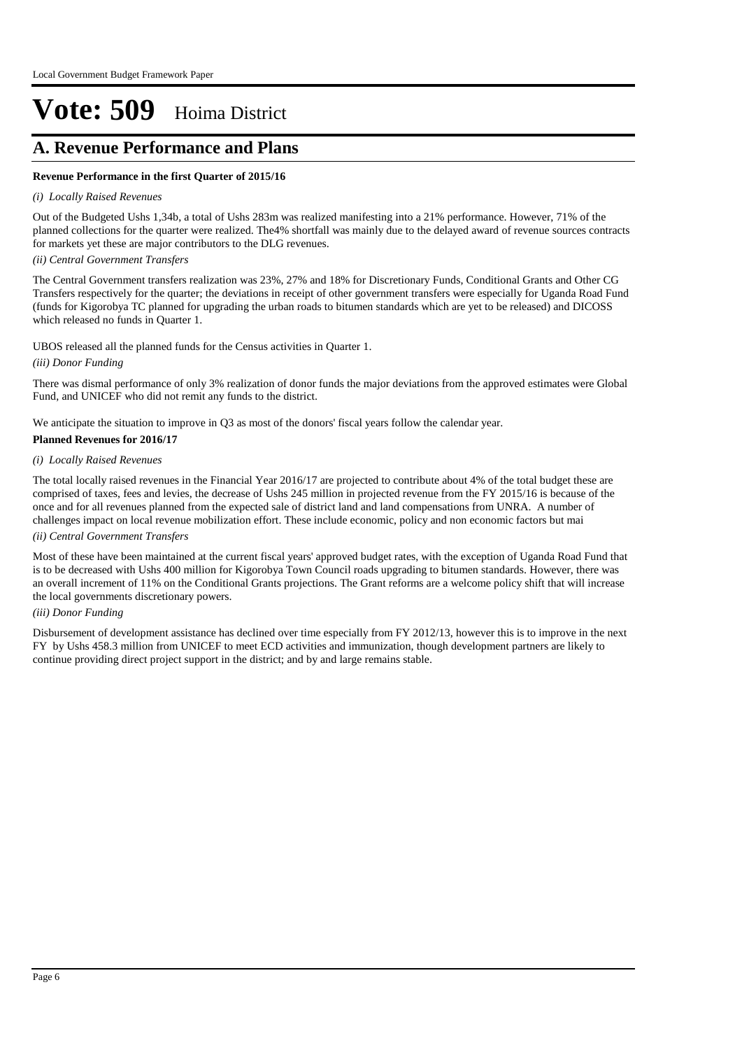# Vote: 509 Hoima District

## A. Revenue Performance and Plans

**Revenue Performance in the first Quarter of 2015/16**

*(i) Locally Raised Revenues*

Out of the Budgeted Ushs 1,34b, a total of Ushs 283m was realized manifesting into a 21% performance. However, 71% of the planned collections for the quarter were realized. The4% shortfall was mainly due to the delayed award of revenue sources contracts for markets yet these are major contributors to the DLG revenues.

*(ii) Central Government Transfers*

The Central Government transfers realization was 23%, 27% and 18% for Discretionary Funds, Conditional Grants and Other CG Transfers respectively for the quarter; the deviations in receipt of other government transfers were especially for Uganda Road Fund (funds for Kigorobya TC planned for upgrading the urban roads to bitumen standards which are yet to be released) and DICOSS which released no funds in Quarter 1.

UBOS released all the planned funds for the Census activities in Quarter 1.

*(iii) Donor Funding*

There was dismal performance of only 3% realization of donor funds the major deviations from the approved estimates were Global Fund, and UNICEF who did not remit any funds to the district.

We anticipate the situation to improve in Q3 as most of the donors' fiscal years follow the calendar year.

**Planned Revenues for 2016/17**

*(i) Locally Raised Revenues*

The total locally raised revenues in the Financial Year 2016/17 are projected to contribute about 4% of the total budget these are comprised of taxes, fees and levies, the decrease of Ushs 245 million in projected revenue from the FY 2015/16 is because of the once and for all revenues planned from the expected sale of district land and land compensations from UNRA. A number of challenges impact on local revenue mobilization effort. These include economic, policy and non economic factors but mai

*(ii) Central Government Transfers*

Most of these have been maintained at the current fiscal years' approved budget rates, with the exception of Uganda Road Fund that is to be decreased with Ushs 400 million for Kigorobya Town Council roads upgrading to bitumen standards. However, there was an overall increment of 11% on the Conditional Grants projections. The Grant reforms are a welcome policy shift that will increase the local governments discretionary powers.

*(iii) Donor Funding*

Disbursement of development assistance has declined over time especially from FY 2012/13, however this is to improve in the next FY by Ushs 458.3 million from UNICEF to meet ECD activities and immunization, though development partners are likely to continue providing direct project support in the district; and by and large remains stable.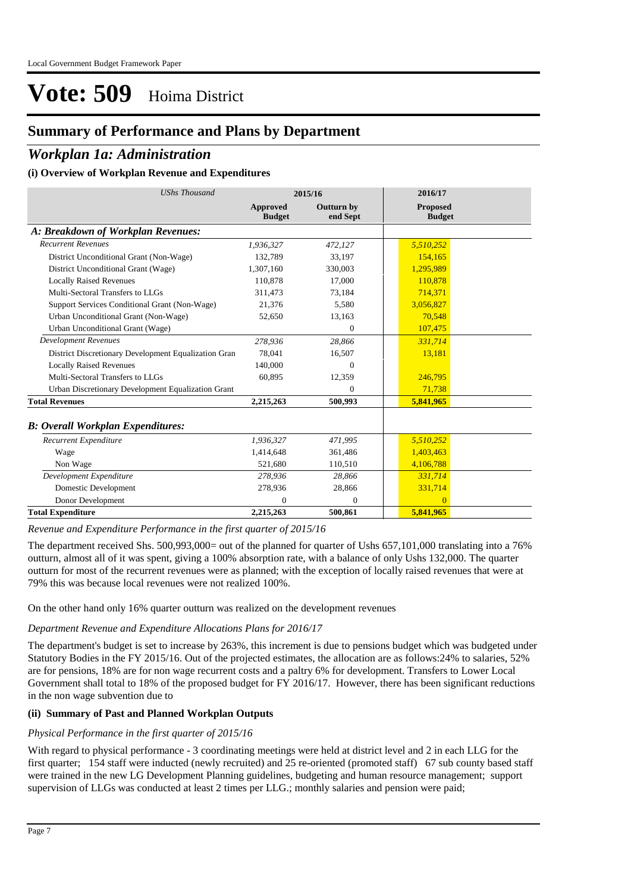# Vote: 509 Hoima District

## Summary of Performance and Plans by Department

## *Workplan 1a: Administration*

### (i) Overview of Workplan Revenue and Expenditures

| *UShs Thousand* | 2015/16 | | 2016/17 |
|---|---|---|---|
| | **Approved Budget** | **Outturn by end Sept** | **Proposed Budget** |
| ***A: Breakdown of Workplan Revenues:*** | | | |
| *Recurrent Revenues* | *1,936,327* | *472,127* | *5,510,252* |
| District Unconditional Grant (Non-Wage) | 132,789 | 33,197 | 154,165 |
| District Unconditional Grant (Wage) | 1,307,160 | 330,003 | 1,295,989 |
| Locally Raised Revenues | 110,878 | 17,000 | 110,878 |
| Multi-Sectoral Transfers to LLGs | 311,473 | 73,184 | 714,371 |
| Support Services Conditional Grant (Non-Wage) | 21,376 | 5,580 | 3,056,827 |
| Urban Unconditional Grant (Non-Wage) | 52,650 | 13,163 | 70,548 |
| Urban Unconditional Grant (Wage) | | 0 | 107,475 |
| *Development Revenues* | *278,936* | *28,866* | *331,714* |
| District Discretionary Development Equalization Gran | 78,041 | 16,507 | 13,181 |
| Locally Raised Revenues | 140,000 | 0 | |
| Multi-Sectoral Transfers to LLGs | 60,895 | 12,359 | 246,795 |
| Urban Discretionary Development Equalization Grant | | 0 | 71,738 |
| **Total Revenues** | **2,215,263** | **500,993** | **5,841,965** |
| ***B: Overall Workplan Expenditures:*** | | | |
| *Recurrent Expenditure* | *1,936,327* | *471,995* | *5,510,252* |
| Wage | 1,414,648 | 361,486 | 1,403,463 |
| Non Wage | 521,680 | 110,510 | 4,106,788 |
| *Development Expenditure* | *278,936* | *28,866* | *331,714* |
| Domestic Development | 278,936 | 28,866 | 331,714 |
| Donor Development | 0 | 0 | 0 |
| **Total Expenditure** | **2,215,263** | **500,861** | **5,841,965** |

*Revenue and Expenditure Performance in the first quarter of 2015/16*

The department received Shs. 500,993,000= out of the planned for quarter of Ushs 657,101,000 translating into a 76% outturn, almost all of it was spent, giving a 100% absorption rate, with a balance of only Ushs 132,000. The quarter outturn for most of the recurrent revenues were as planned; with the exception of locally raised revenues that were at 79% this was because local revenues were not realized 100%.

On the other hand only 16% quarter outturn was realized on the development revenues

*Department Revenue and Expenditure Allocations Plans for 2016/17*

The department's budget is set to increase by 263%, this increment is due to pensions budget which was budgeted under Statutory Bodies in the FY 2015/16. Out of the projected estimates, the allocation are as follows:24% to salaries, 52% are for pensions, 18% are for non wage recurrent costs and a paltry 6% for development. Transfers to Lower Local Government shall total to 18% of the proposed budget for FY 2016/17. However, there has been significant reductions in the non wage subvention due to

### (ii) Summary of Past and Planned Workplan Outputs

*Physical Performance in the first quarter of 2015/16*

With regard to physical performance - 3 coordinating meetings were held at district level and 2 in each LLG for the first quarter; 154 staff were inducted (newly recruited) and 25 re-oriented (promoted staff) 67 sub county based staff were trained in the new LG Development Planning guidelines, budgeting and human resource management; support supervision of LLGs was conducted at least 2 times per LLG.; monthly salaries and pension were paid;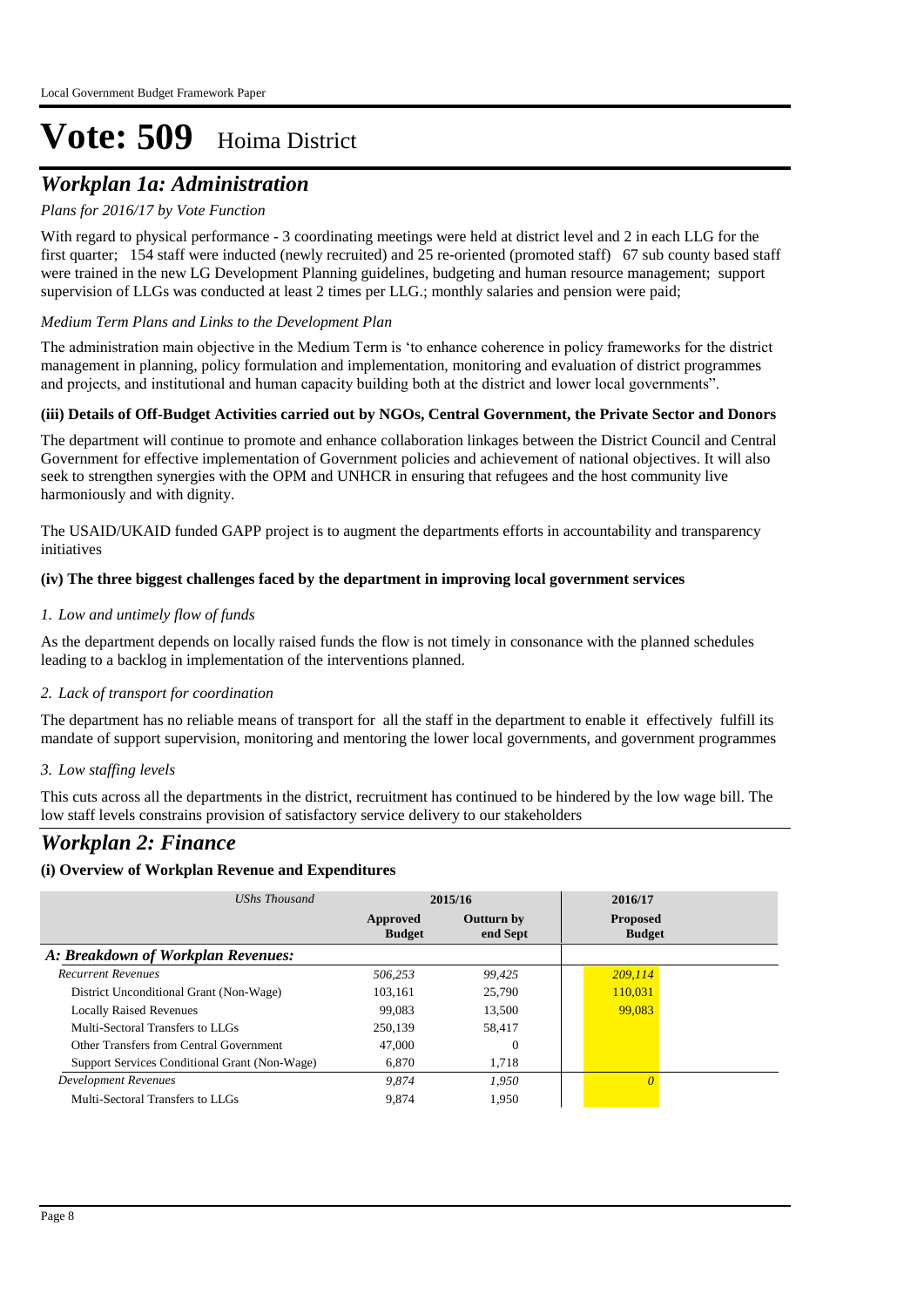Local Government Budget Framework Paper

# Vote: 509 Hoima District

## *Workplan 1a: Administration*

*Plans for 2016/17 by Vote Function*

With regard to physical performance - 3 coordinating meetings were held at district level and 2 in each LLG for the first quarter; 154 staff were inducted (newly recruited) and 25 re-oriented (promoted staff) 67 sub county based staff were trained in the new LG Development Planning guidelines, budgeting and human resource management; support supervision of LLGs was conducted at least 2 times per LLG.; monthly salaries and pension were paid;

*Medium Term Plans and Links to the Development Plan*

The administration main objective in the Medium Term is 'to enhance coherence in policy frameworks for the district management in planning, policy formulation and implementation, monitoring and evaluation of district programmes and projects, and institutional and human capacity building both at the district and lower local governments".

**(iii) Details of Off-Budget Activities carried out by NGOs, Central Government, the Private Sector and Donors**

The department will continue to promote and enhance collaboration linkages between the District Council and Central Government for effective implementation of Government policies and achievement of national objectives. It will also seek to strengthen synergies with the OPM and UNHCR in ensuring that refugees and the host community live harmoniously and with dignity.

The USAID/UKAID funded GAPP project is to augment the departments efforts in accountability and transparency initiatives

**(iv) The three biggest challenges faced by the department in improving local government services**

*1. Low and untimely flow of funds*

As the department depends on locally raised funds the flow is not timely in consonance with the planned schedules leading to a backlog in implementation of the interventions planned.

*2. Lack of transport for coordination*

The department has no reliable means of transport for all the staff in the department to enable it effectively fulfill its mandate of support supervision, monitoring and mentoring the lower local governments, and government programmes

*3. Low staffing levels*

This cuts across all the departments in the district, recruitment has continued to be hindered by the low wage bill. The low staff levels constrains provision of satisfactory service delivery to our stakeholders

## *Workplan 2: Finance*

**(i) Overview of Workplan Revenue and Expenditures**

| *UShs Thousand* | 2015/16 | | 2016/17 |
|---|---|---|---|
| | **Approved Budget** | **Outturn by end Sept** | **Proposed Budget** |
| ***A: Breakdown of Workplan Revenues:*** | | | |
| *Recurrent Revenues* | *506,253* | *99,425* | *209,114* |
| District Unconditional Grant (Non-Wage) | 103,161 | 25,790 | 110,031 |
| Locally Raised Revenues | 99,083 | 13,500 | 99,083 |
| Multi-Sectoral Transfers to LLGs | 250,139 | 58,417 | |
| Other Transfers from Central Government | 47,000 | 0 | |
| Support Services Conditional Grant (Non-Wage) | 6,870 | 1,718 | |
| *Development Revenues* | *9,874* | *1,950* | *0* |
| Multi-Sectoral Transfers to LLGs | 9,874 | 1,950 | |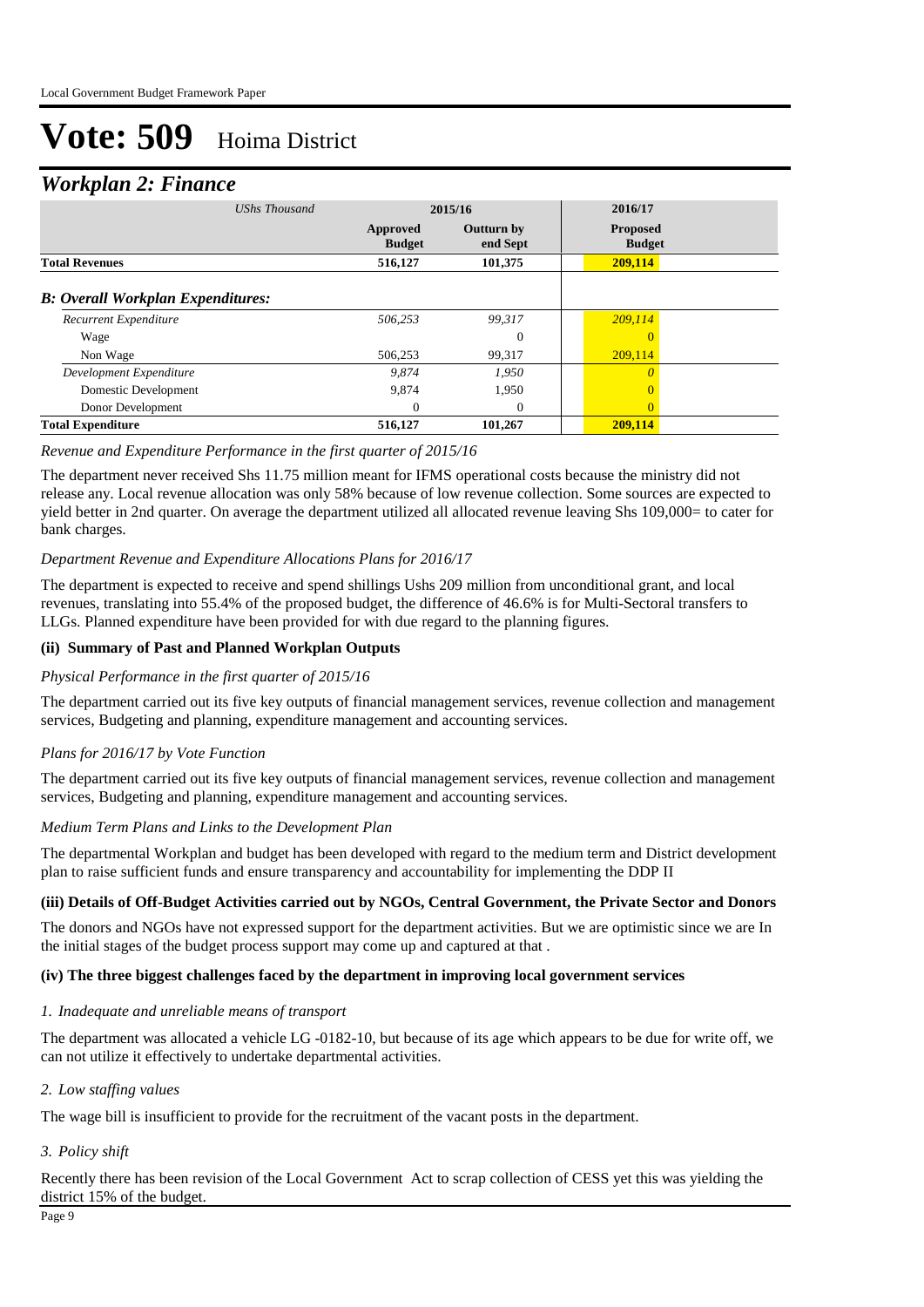# Vote: 509 Hoima District

## *Workplan 2: Finance*

| *UShs Thousand* | 2015/16 | | 2016/17 |
|---|---|---|---|
| | **Approved Budget** | **Outturn by end Sept** | **Proposed Budget** |
| **Total Revenues** | **516,127** | **101,375** | **209,114** |
| ***B: Overall Workplan Expenditures:*** | | | |
| *Recurrent Expenditure* | *506,253* | *99,317* | *209,114* |
| Wage | | 0 | 0 |
| Non Wage | 506,253 | 99,317 | 209,114 |
| *Development Expenditure* | *9,874* | *1,950* | *0* |
| Domestic Development | 9,874 | 1,950 | 0 |
| Donor Development | 0 | 0 | 0 |
| **Total Expenditure** | **516,127** | **101,267** | **209,114** |

*Revenue and Expenditure Performance in the first quarter of 2015/16*

The department never received Shs 11.75 million meant for IFMS operational costs because the ministry did not release any. Local revenue allocation was only 58% because of low revenue collection. Some sources are expected to yield better in 2nd quarter. On average the department utilized all allocated revenue leaving Shs 109,000= to cater for bank charges.

*Department Revenue and Expenditure Allocations Plans for 2016/17*

The department is expected to receive and spend shillings Ushs 209 million from unconditional grant, and local revenues, translating into 55.4% of the proposed budget, the difference of 46.6% is for Multi-Sectoral transfers to LLGs. Planned expenditure have been provided for with due regard to the planning figures.

### (ii) Summary of Past and Planned Workplan Outputs

*Physical Performance in the first quarter of 2015/16*

The department carried out its five key outputs of financial management services, revenue collection and management services, Budgeting and planning, expenditure management and accounting services.

*Plans for 2016/17 by Vote Function*

The department carried out its five key outputs of financial management services, revenue collection and management services, Budgeting and planning, expenditure management and accounting services.

*Medium Term Plans and Links to the Development Plan*

The departmental Workplan and budget has been developed with regard to the medium term and District development plan to raise sufficient funds and ensure transparency and accountability for implementing the DDP II

### (iii) Details of Off-Budget Activities carried out by NGOs, Central Government, the Private Sector and Donors

The donors and NGOs have not expressed support for the department activities. But we are optimistic since we are In the initial stages of the budget process support may come up and captured at that .

### (iv) The three biggest challenges faced by the department in improving local government services

*1. Inadequate and unreliable means of transport*

The department was allocated a vehicle LG -0182-10, but because of its age which appears to be due for write off, we can not utilize it effectively to undertake departmental activities.

*2. Low staffing values*

The wage bill is insufficient to provide for the recruitment of the vacant posts in the department.

*3. Policy shift*

Recently there has been revision of the Local Government Act to scrap collection of CESS yet this was yielding the district 15% of the budget.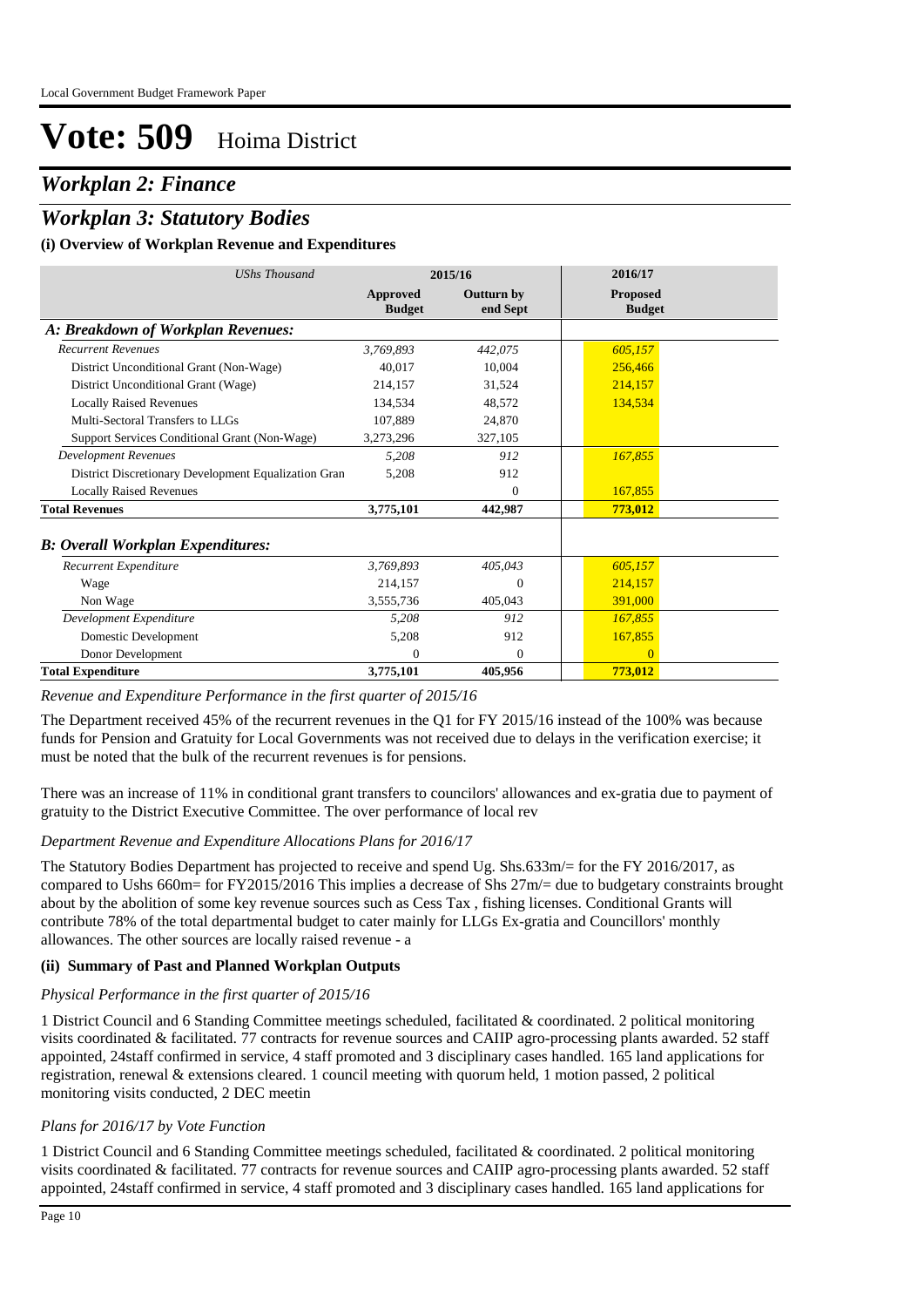# Vote: 509 Hoima District

## *Workplan 2: Finance*

## *Workplan 3: Statutory Bodies*

### (i) Overview of Workplan Revenue and Expenditures

| *UShs Thousand* | 2015/16 | | 2016/17 |
|---|---|---|---|
| | **Approved Budget** | **Outturn by end Sept** | **Proposed Budget** |
| ***A: Breakdown of Workplan Revenues:*** | | | |
| *Recurrent Revenues* | *3,769,893* | *442,075* | *605,157* |
| District Unconditional Grant (Non-Wage) | 40,017 | 10,004 | 256,466 |
| District Unconditional Grant (Wage) | 214,157 | 31,524 | 214,157 |
| Locally Raised Revenues | 134,534 | 48,572 | 134,534 |
| Multi-Sectoral Transfers to LLGs | 107,889 | 24,870 | |
| Support Services Conditional Grant (Non-Wage) | 3,273,296 | 327,105 | |
| *Development Revenues* | *5,208* | *912* | *167,855* |
| District Discretionary Development Equalization Gran | 5,208 | 912 | |
| Locally Raised Revenues | | 0 | 167,855 |
| **Total Revenues** | **3,775,101** | **442,987** | **773,012** |
| ***B: Overall Workplan Expenditures:*** | | | |
| *Recurrent Expenditure* | *3,769,893* | *405,043* | *605,157* |
| Wage | 214,157 | 0 | 214,157 |
| Non Wage | 3,555,736 | 405,043 | 391,000 |
| *Development Expenditure* | *5,208* | *912* | *167,855* |
| Domestic Development | 5,208 | 912 | 167,855 |
| Donor Development | 0 | 0 | 0 |
| **Total Expenditure** | **3,775,101** | **405,956** | **773,012** |

*Revenue and Expenditure Performance in the first quarter of 2015/16*

The Department received 45% of the recurrent revenues in the Q1 for FY 2015/16 instead of the 100% was because funds for Pension and Gratuity for Local Governments was not received due to delays in the verification exercise; it must be noted that the bulk of the recurrent revenues is for pensions.

There was an increase of 11% in conditional grant transfers to councilors' allowances and ex-gratia due to payment of gratuity to the District Executive Committee. The over performance of local rev

*Department Revenue and Expenditure Allocations Plans for 2016/17*

The Statutory Bodies Department has projected to receive and spend Ug. Shs.633m/= for the FY 2016/2017, as compared to Ushs 660m= for FY2015/2016 This implies a decrease of Shs 27m/= due to budgetary constraints brought about by the abolition of some key revenue sources such as Cess Tax , fishing licenses. Conditional Grants will contribute 78% of the total departmental budget to cater mainly for LLGs Ex-gratia and Councillors' monthly allowances. The other sources are locally raised revenue - a

### (ii) Summary of Past and Planned Workplan Outputs

*Physical Performance in the first quarter of 2015/16*

1 District Council and 6 Standing Committee meetings scheduled, facilitated & coordinated. 2 political monitoring visits coordinated & facilitated. 77 contracts for revenue sources and CAIIP agro-processing plants awarded. 52 staff appointed, 24staff confirmed in service, 4 staff promoted and 3 disciplinary cases handled. 165 land applications for registration, renewal & extensions cleared. 1 council meeting with quorum held, 1 motion passed, 2 political monitoring visits conducted, 2 DEC meetin

*Plans for 2016/17 by Vote Function*

1 District Council and 6 Standing Committee meetings scheduled, facilitated & coordinated. 2 political monitoring visits coordinated & facilitated. 77 contracts for revenue sources and CAIIP agro-processing plants awarded. 52 staff appointed, 24staff confirmed in service, 4 staff promoted and 3 disciplinary cases handled. 165 land applications for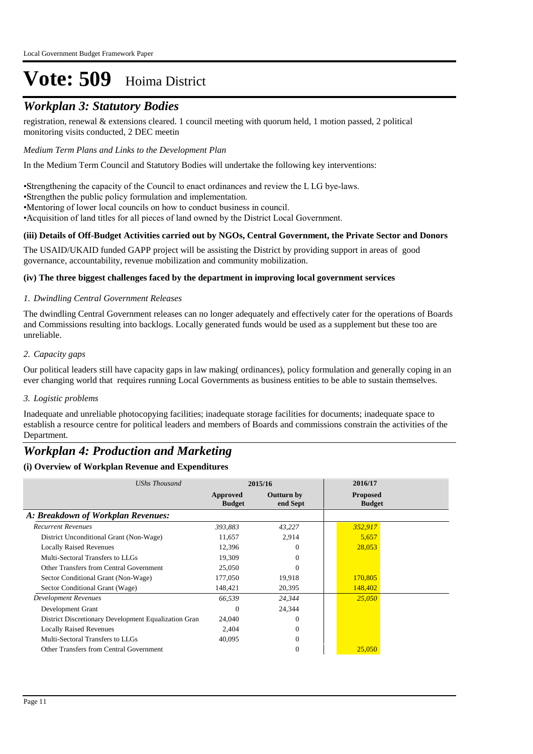# Vote: 509 Hoima District

## *Workplan 3: Statutory Bodies*

registration, renewal & extensions cleared. 1 council meeting with quorum held, 1 motion passed, 2 political monitoring visits conducted, 2 DEC meetin

*Medium Term Plans and Links to the Development Plan*

In the Medium Term Council and Statutory Bodies will undertake the following key interventions:

•Strengthening the capacity of the Council to enact ordinances and review the L LG bye-laws.
•Strengthen the public policy formulation and implementation.
•Mentoring of lower local councils on how to conduct business in council.
•Acquisition of land titles for all pieces of land owned by the District Local Government.

**(iii) Details of Off-Budget Activities carried out by NGOs, Central Government, the Private Sector and Donors**

The USAID/UKAID funded GAPP project will be assisting the District by providing support in areas of good governance, accountability, revenue mobilization and community mobilization.

**(iv) The three biggest challenges faced by the department in improving local government services**

*1. Dwindling Central Government Releases*

The dwindling Central Government releases can no longer adequately and effectively cater for the operations of Boards and Commissions resulting into backlogs. Locally generated funds would be used as a supplement but these too are unreliable.

*2. Capacity gaps*

Our political leaders still have capacity gaps in law making( ordinances), policy formulation and generally coping in an ever changing world that requires running Local Governments as business entities to be able to sustain themselves.

*3. Logistic problems*

Inadequate and unreliable photocopying facilities; inadequate storage facilities for documents; inadequate space to establish a resource centre for political leaders and members of Boards and commissions constrain the activities of the Department.

## *Workplan 4: Production and Marketing*

**(i) Overview of Workplan Revenue and Expenditures**

| *UShs Thousand* | 2015/16 | | 2016/17 |
|---|---|---|---|
| | **Approved Budget** | **Outturn by end Sept** | **Proposed Budget** |
| ***A: Breakdown of Workplan Revenues:*** | | | |
| *Recurrent Revenues* | *393,883* | *43,227* | *352,917* |
| District Unconditional Grant (Non-Wage) | 11,657 | 2,914 | 5,657 |
| Locally Raised Revenues | 12,396 | 0 | 28,053 |
| Multi-Sectoral Transfers to LLGs | 19,309 | 0 | |
| Other Transfers from Central Government | 25,050 | 0 | |
| Sector Conditional Grant (Non-Wage) | 177,050 | 19,918 | 170,805 |
| Sector Conditional Grant (Wage) | 148,421 | 20,395 | 148,402 |
| *Development Revenues* | *66,539* | *24,344* | *25,050* |
| Development Grant | 0 | 24,344 | |
| District Discretionary Development Equalization Gran | 24,040 | 0 | |
| Locally Raised Revenues | 2,404 | 0 | |
| Multi-Sectoral Transfers to LLGs | 40,095 | 0 | |
| Other Transfers from Central Government | | 0 | 25,050 |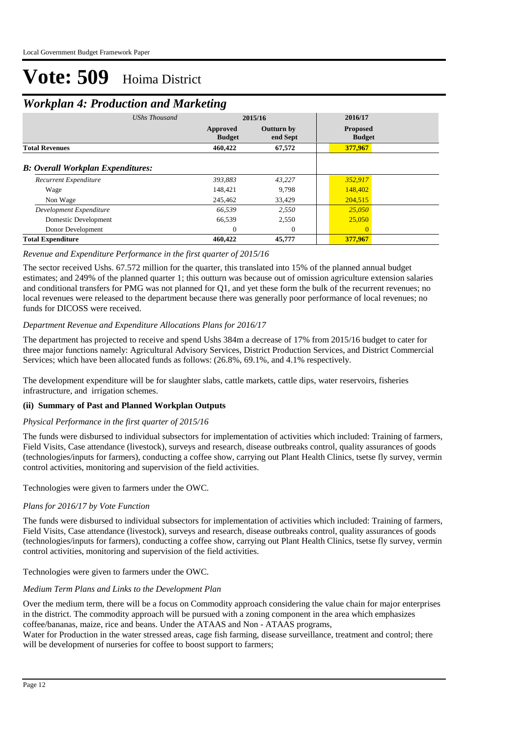# Vote: 509 Hoima District

## *Workplan 4: Production and Marketing*

| *UShs Thousand* | 2015/16 | | 2016/17 |
|---|---|---|---|
| | Approved Budget | Outturn by end Sept | Proposed Budget |
| **Total Revenues** | **460,422** | **67,572** | **377,967** |
| ***B: Overall Workplan Expenditures:*** | | | |
| *Recurrent Expenditure* | *393,883* | *43,227* | *352,917* |
| Wage | 148,421 | 9,798 | 148,402 |
| Non Wage | 245,462 | 33,429 | 204,515 |
| *Development Expenditure* | *66,539* | *2,550* | *25,050* |
| Domestic Development | 66,539 | 2,550 | 25,050 |
| Donor Development | 0 | 0 | 0 |
| **Total Expenditure** | **460,422** | **45,777** | **377,967** |

*Revenue and Expenditure Performance in the first quarter of 2015/16*

The sector received Ushs. 67.572 million for the quarter, this translated into 15% of the planned annual budget estimates; and 249% of the planned quarter 1; this outturn was because out of omission agriculture extension salaries and conditional transfers for PMG was not planned for Q1, and yet these form the bulk of the recurrent revenues; no local revenues were released to the department because there was generally poor performance of local revenues; no funds for DICOSS were received.

*Department Revenue and Expenditure Allocations Plans for 2016/17*

The department has projected to receive and spend Ushs 384m a decrease of 17% from 2015/16 budget to cater for three major functions namely: Agricultural Advisory Services, District Production Services, and District Commercial Services; which have been allocated funds as follows: (26.8%, 69.1%, and 4.1% respectively.

The development expenditure will be for slaughter slabs, cattle markets, cattle dips, water reservoirs, fisheries infrastructure, and irrigation schemes.

**(ii) Summary of Past and Planned Workplan Outputs**

*Physical Performance in the first quarter of 2015/16*

The funds were disbursed to individual subsectors for implementation of activities which included: Training of farmers, Field Visits, Case attendance (livestock), surveys and research, disease outbreaks control, quality assurances of goods (technologies/inputs for farmers), conducting a coffee show, carrying out Plant Health Clinics, tsetse fly survey, vermin control activities, monitoring and supervision of the field activities.

Technologies were given to farmers under the OWC.

*Plans for 2016/17 by Vote Function*

The funds were disbursed to individual subsectors for implementation of activities which included: Training of farmers, Field Visits, Case attendance (livestock), surveys and research, disease outbreaks control, quality assurances of goods (technologies/inputs for farmers), conducting a coffee show, carrying out Plant Health Clinics, tsetse fly survey, vermin control activities, monitoring and supervision of the field activities.

Technologies were given to farmers under the OWC.

*Medium Term Plans and Links to the Development Plan*

Over the medium term, there will be a focus on Commodity approach considering the value chain for major enterprises in the district. The commodity approach will be pursued with a zoning component in the area which emphasizes coffee/bananas, maize, rice and beans. Under the ATAAS and Non - ATAAS programs,
Water for Production in the water stressed areas, cage fish farming, disease surveillance, treatment and control; there will be development of nurseries for coffee to boost support to farmers;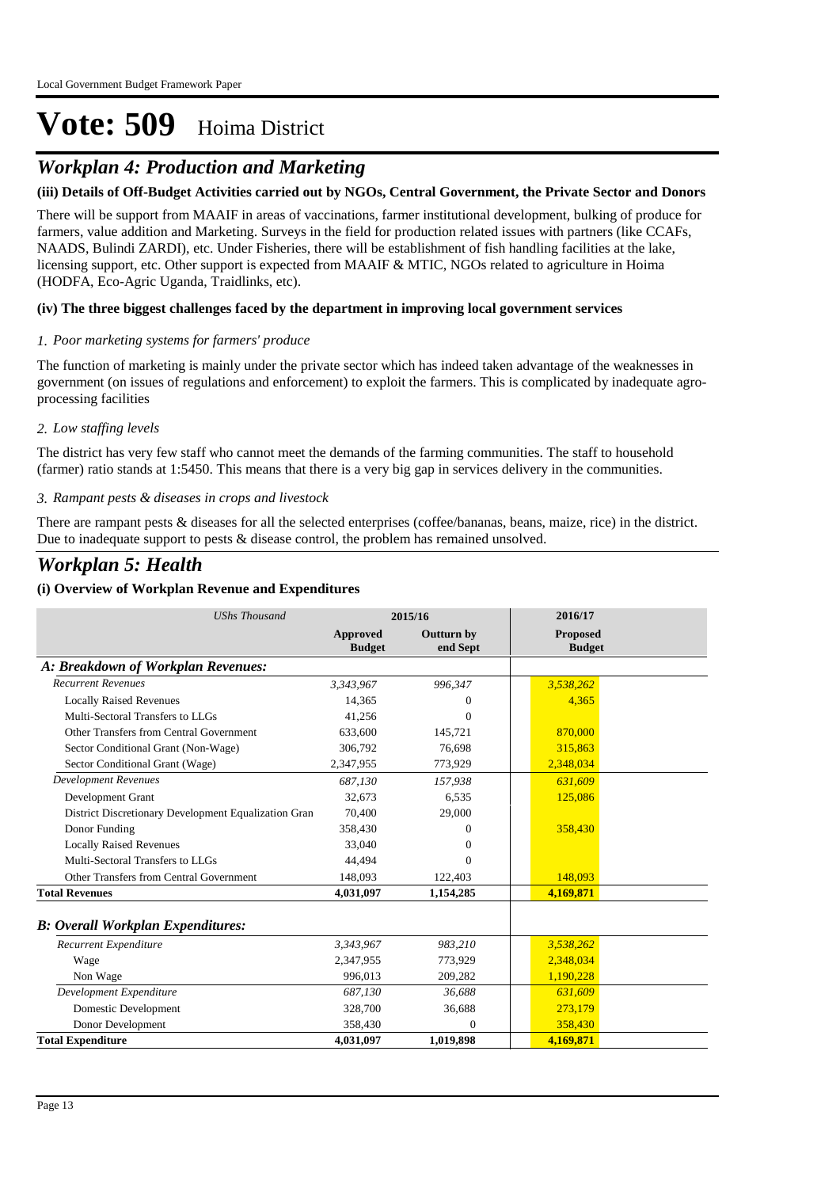# Vote: 509 Hoima District

## *Workplan 4: Production and Marketing*

### (iii) Details of Off-Budget Activities carried out by NGOs, Central Government, the Private Sector and Donors

There will be support from MAAIF in areas of vaccinations, farmer institutional development, bulking of produce for farmers, value addition and Marketing. Surveys in the field for production related issues with partners (like CCAFs, NAADS, Bulindi ZARDI), etc. Under Fisheries, there will be establishment of fish handling facilities at the lake, licensing support, etc. Other support is expected from MAAIF & MTIC, NGOs related to agriculture in Hoima (HODFA, Eco-Agric Uganda, Traidlinks, etc).

### (iv) The three biggest challenges faced by the department in improving local government services

*1. Poor marketing systems for farmers' produce*

The function of marketing is mainly under the private sector which has indeed taken advantage of the weaknesses in government (on issues of regulations and enforcement) to exploit the farmers. This is complicated by inadequate agro-processing facilities

*2. Low staffing levels*

The district has very few staff who cannot meet the demands of the farming communities. The staff to household (farmer) ratio stands at 1:5450. This means that there is a very big gap in services delivery in the communities.

*3. Rampant pests & diseases in crops and livestock*

There are rampant pests & diseases for all the selected enterprises (coffee/bananas, beans, maize, rice) in the district. Due to inadequate support to pests & disease control, the problem has remained unsolved.

## *Workplan 5: Health*

### (i) Overview of Workplan Revenue and Expenditures

| *UShs Thousand* | 2015/16 | | 2016/17 |
|---|---|---|---|
| | **Approved Budget** | **Outturn by end Sept** | **Proposed Budget** |
| ***A: Breakdown of Workplan Revenues:*** | | | |
| *Recurrent Revenues* | *3,343,967* | *996,347* | *3,538,262* |
| Locally Raised Revenues | 14,365 | 0 | 4,365 |
| Multi-Sectoral Transfers to LLGs | 41,256 | 0 | |
| Other Transfers from Central Government | 633,600 | 145,721 | 870,000 |
| Sector Conditional Grant (Non-Wage) | 306,792 | 76,698 | 315,863 |
| Sector Conditional Grant (Wage) | 2,347,955 | 773,929 | 2,348,034 |
| *Development Revenues* | *687,130* | *157,938* | *631,609* |
| Development Grant | 32,673 | 6,535 | 125,086 |
| District Discretionary Development Equalization Gran | 70,400 | 29,000 | |
| Donor Funding | 358,430 | 0 | 358,430 |
| Locally Raised Revenues | 33,040 | 0 | |
| Multi-Sectoral Transfers to LLGs | 44,494 | 0 | |
| Other Transfers from Central Government | 148,093 | 122,403 | 148,093 |
| **Total Revenues** | **4,031,097** | **1,154,285** | **4,169,871** |
| ***B: Overall Workplan Expenditures:*** | | | |
| *Recurrent Expenditure* | *3,343,967* | *983,210* | *3,538,262* |
| Wage | 2,347,955 | 773,929 | 2,348,034 |
| Non Wage | 996,013 | 209,282 | 1,190,228 |
| *Development Expenditure* | *687,130* | *36,688* | *631,609* |
| Domestic Development | 328,700 | 36,688 | 273,179 |
| Donor Development | 358,430 | 0 | 358,430 |
| **Total Expenditure** | **4,031,097** | **1,019,898** | **4,169,871** |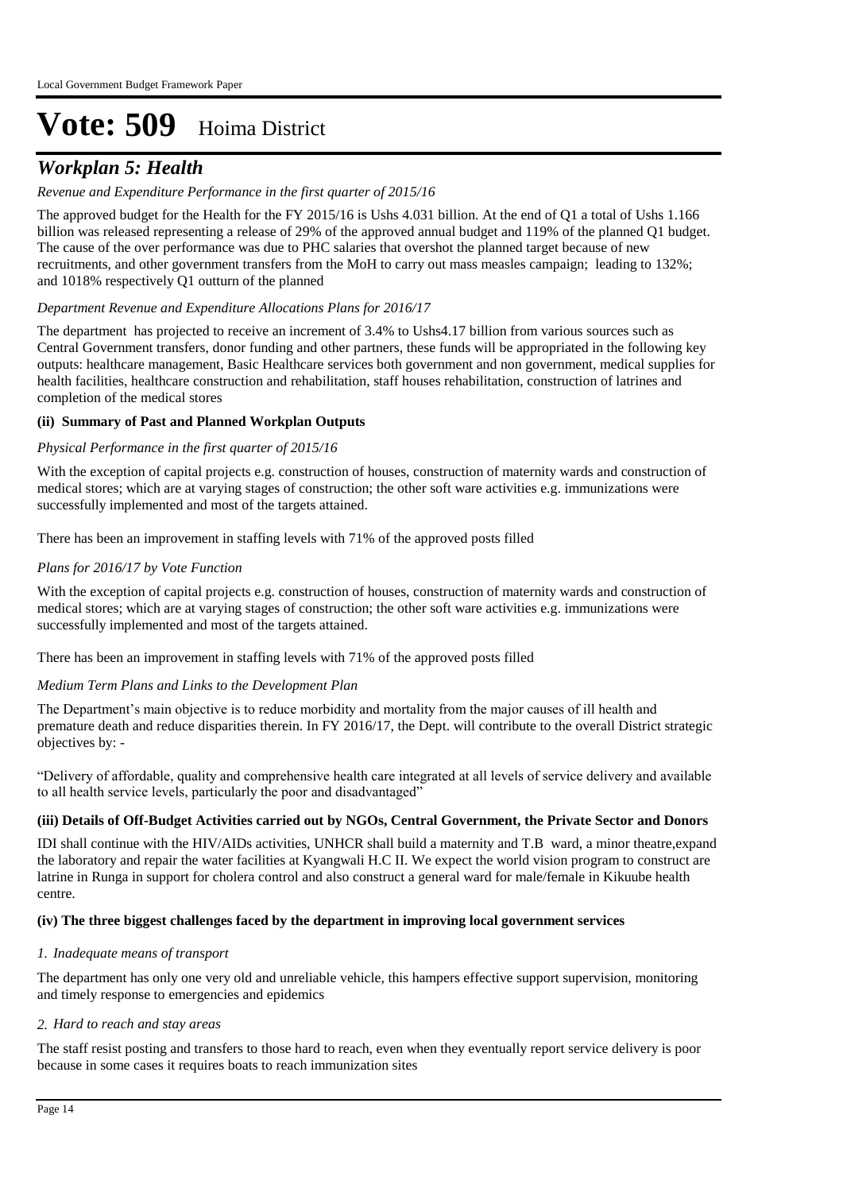# Vote: 509 Hoima District

## *Workplan 5: Health*

*Revenue and Expenditure Performance in the first quarter of 2015/16*

The approved budget for the Health for the FY 2015/16 is Ushs 4.031 billion. At the end of Q1 a total of Ushs 1.166 billion was released representing a release of 29% of the approved annual budget and 119% of the planned Q1 budget. The cause of the over performance was due to PHC salaries that overshot the planned target because of new recruitments, and other government transfers from the MoH to carry out mass measles campaign; leading to 132%; and 1018% respectively Q1 outturn of the planned

*Department Revenue and Expenditure Allocations Plans for 2016/17*

The department has projected to receive an increment of 3.4% to Ushs4.17 billion from various sources such as Central Government transfers, donor funding and other partners, these funds will be appropriated in the following key outputs: healthcare management, Basic Healthcare services both government and non government, medical supplies for health facilities, healthcare construction and rehabilitation, staff houses rehabilitation, construction of latrines and completion of the medical stores

**(ii) Summary of Past and Planned Workplan Outputs**

*Physical Performance in the first quarter of 2015/16*

With the exception of capital projects e.g. construction of houses, construction of maternity wards and construction of medical stores; which are at varying stages of construction; the other soft ware activities e.g. immunizations were successfully implemented and most of the targets attained.

There has been an improvement in staffing levels with 71% of the approved posts filled

*Plans for 2016/17 by Vote Function*

With the exception of capital projects e.g. construction of houses, construction of maternity wards and construction of medical stores; which are at varying stages of construction; the other soft ware activities e.g. immunizations were successfully implemented and most of the targets attained.

There has been an improvement in staffing levels with 71% of the approved posts filled

*Medium Term Plans and Links to the Development Plan*

The Department's main objective is to reduce morbidity and mortality from the major causes of ill health and premature death and reduce disparities therein. In FY 2016/17, the Dept. will contribute to the overall District strategic objectives by: -

"Delivery of affordable, quality and comprehensive health care integrated at all levels of service delivery and available to all health service levels, particularly the poor and disadvantaged"

**(iii) Details of Off-Budget Activities carried out by NGOs, Central Government, the Private Sector and Donors**

IDI shall continue with the HIV/AIDs activities, UNHCR shall build a maternity and T.B ward, a minor theatre,expand the laboratory and repair the water facilities at Kyangwali H.C II. We expect the world vision program to construct are latrine in Runga in support for cholera control and also construct a general ward for male/female in Kikuube health centre.

**(iv) The three biggest challenges faced by the department in improving local government services**

*1. Inadequate means of transport*

The department has only one very old and unreliable vehicle, this hampers effective support supervision, monitoring and timely response to emergencies and epidemics

*2. Hard to reach and stay areas*

The staff resist posting and transfers to those hard to reach, even when they eventually report service delivery is poor because in some cases it requires boats to reach immunization sites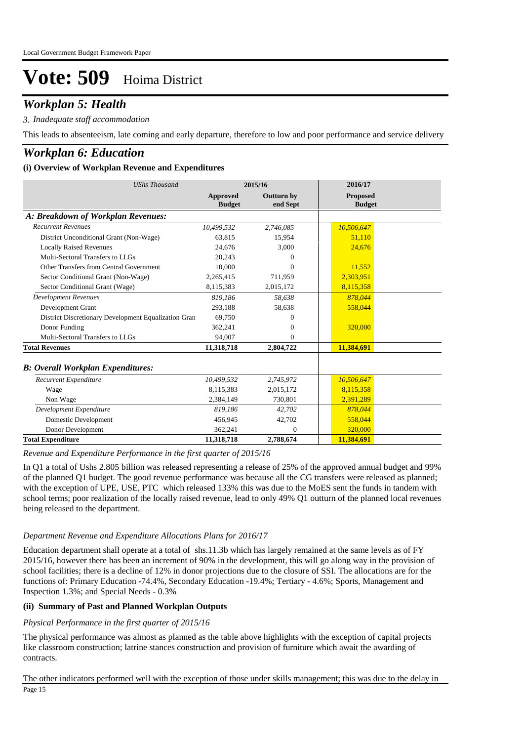# Vote: 509 Hoima District

## *Workplan 5: Health*

*3. Inadequate staff accommodation*

This leads to absenteeism, late coming and early departure, therefore to low and poor performance and service delivery

## *Workplan 6: Education*

### (i) Overview of Workplan Revenue and Expenditures

| *UShs Thousand* | 2015/16 | | 2016/17 |
|---|---|---|---|
| | **Approved Budget** | **Outturn by end Sept** | **Proposed Budget** |
| ***A: Breakdown of Workplan Revenues:*** | | | |
| *Recurrent Revenues* | *10,499,532* | *2,746,085* | *10,506,647* |
| District Unconditional Grant (Non-Wage) | 63,815 | 15,954 | 51,110 |
| Locally Raised Revenues | 24,676 | 3,000 | 24,676 |
| Multi-Sectoral Transfers to LLGs | 20,243 | 0 | |
| Other Transfers from Central Government | 10,000 | 0 | 11,552 |
| Sector Conditional Grant (Non-Wage) | 2,265,415 | 711,959 | 2,303,951 |
| Sector Conditional Grant (Wage) | 8,115,383 | 2,015,172 | 8,115,358 |
| *Development Revenues* | *819,186* | *58,638* | *878,044* |
| Development Grant | 293,188 | 58,638 | 558,044 |
| District Discretionary Development Equalization Gran | 69,750 | 0 | |
| Donor Funding | 362,241 | 0 | 320,000 |
| Multi-Sectoral Transfers to LLGs | 94,007 | 0 | |
| **Total Revenues** | **11,318,718** | **2,804,722** | **11,384,691** |
| ***B: Overall Workplan Expenditures:*** | | | |
| *Recurrent Expenditure* | *10,499,532* | *2,745,972* | *10,506,647* |
| Wage | 8,115,383 | 2,015,172 | 8,115,358 |
| Non Wage | 2,384,149 | 730,801 | 2,391,289 |
| *Development Expenditure* | *819,186* | *42,702* | *878,044* |
| Domestic Development | 456,945 | 42,702 | 558,044 |
| Donor Development | 362,241 | 0 | 320,000 |
| **Total Expenditure** | **11,318,718** | **2,788,674** | **11,384,691** |

*Revenue and Expenditure Performance in the first quarter of 2015/16*

In Q1 a total of Ushs 2.805 billion was released representing a release of 25% of the approved annual budget and 99% of the planned Q1 budget. The good revenue performance was because all the CG transfers were released as planned; with the exception of UPE, USE, PTC which released 133% this was due to the MoES sent the funds in tandem with school terms; poor realization of the locally raised revenue, lead to only 49% Q1 outturn of the planned local revenues being released to the department.

*Department Revenue and Expenditure Allocations Plans for 2016/17*

Education department shall operate at a total of shs.11.3b which has largely remained at the same levels as of FY 2015/16, however there has been an increment of 90% in the development, this will go along way in the provision of school facilities; there is a decline of 12% in donor projections due to the closure of SSI. The allocations are for the functions of: Primary Education -74.4%, Secondary Education -19.4%; Tertiary - 4.6%; Sports, Management and Inspection 1.3%; and Special Needs - 0.3%

### (ii) Summary of Past and Planned Workplan Outputs

*Physical Performance in the first quarter of 2015/16*

The physical performance was almost as planned as the table above highlights with the exception of capital projects like classroom construction; latrine stances construction and provision of furniture which await the awarding of contracts.

The other indicators performed well with the exception of those under skills management; this was due to the delay in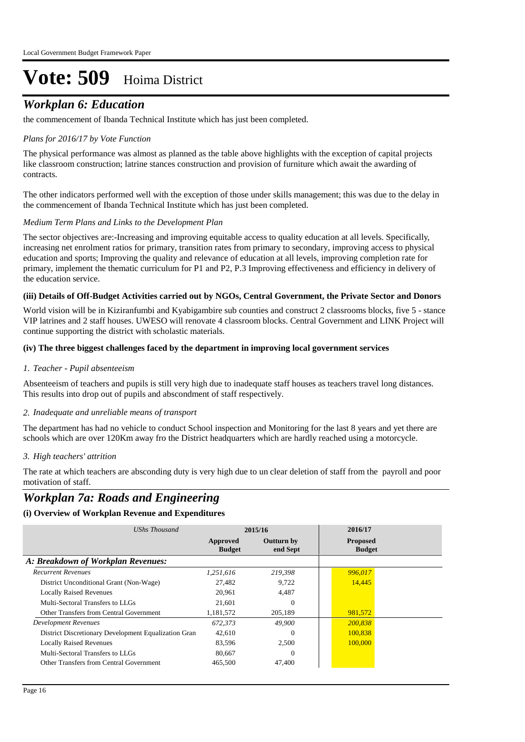# Vote: 509 Hoima District

## *Workplan 6: Education*

the commencement of Ibanda Technical Institute which has just been completed.

*Plans for 2016/17 by Vote Function*

The physical performance was almost as planned as the table above highlights with the exception of capital projects like classroom construction; latrine stances construction and provision of furniture which await the awarding of contracts.

The other indicators performed well with the exception of those under skills management; this was due to the delay in the commencement of Ibanda Technical Institute which has just been completed.

*Medium Term Plans and Links to the Development Plan*

The sector objectives are:-Increasing and improving equitable access to quality education at all levels. Specifically, increasing net enrolment ratios for primary, transition rates from primary to secondary, improving access to physical education and sports; Improving the quality and relevance of education at all levels, improving completion rate for primary, implement the thematic curriculum for P1 and P2, P.3 Improving effectiveness and efficiency in delivery of the education service.

**(iii) Details of Off-Budget Activities carried out by NGOs, Central Government, the Private Sector and Donors**

World vision will be in Kiziranfumbi and Kyabigambire sub counties and construct 2 classrooms blocks, five 5 - stance VIP latrines and 2 staff houses. UWESO will renovate 4 classroom blocks. Central Government and LINK Project will continue supporting the district with scholastic materials.

**(iv) The three biggest challenges faced by the department in improving local government services**

*1. Teacher - Pupil absenteeism*

Absenteeism of teachers and pupils is still very high due to inadequate staff houses as teachers travel long distances. This results into drop out of pupils and abscondment of staff respectively.

*2. Inadequate and unreliable means of transport*

The department has had no vehicle to conduct School inspection and Monitoring for the last 8 years and yet there are schools which are over 120Km away fro the District headquarters which are hardly reached using a motorcycle.

*3. High teachers' attrition*

The rate at which teachers are absconding duty is very high due to un clear deletion of staff from the payroll and poor motivation of staff.

## *Workplan 7a: Roads and Engineering*

**(i) Overview of Workplan Revenue and Expenditures**

| *UShs Thousand* | 2015/16 | | 2016/17 |
|---|---|---|---|
| | **Approved Budget** | **Outturn by end Sept** | **Proposed Budget** |
| ***A: Breakdown of Workplan Revenues:*** | | | |
| *Recurrent Revenues* | *1,251,616* | *219,398* | *996,017* |
| District Unconditional Grant (Non-Wage) | 27,482 | 9,722 | 14,445 |
| Locally Raised Revenues | 20,961 | 4,487 | |
| Multi-Sectoral Transfers to LLGs | 21,601 | 0 | |
| Other Transfers from Central Government | 1,181,572 | 205,189 | 981,572 |
| *Development Revenues* | *672,373* | *49,900* | *200,838* |
| District Discretionary Development Equalization Gran | 42,610 | 0 | 100,838 |
| Locally Raised Revenues | 83,596 | 2,500 | 100,000 |
| Multi-Sectoral Transfers to LLGs | 80,667 | 0 | |
| Other Transfers from Central Government | 465,500 | 47,400 | |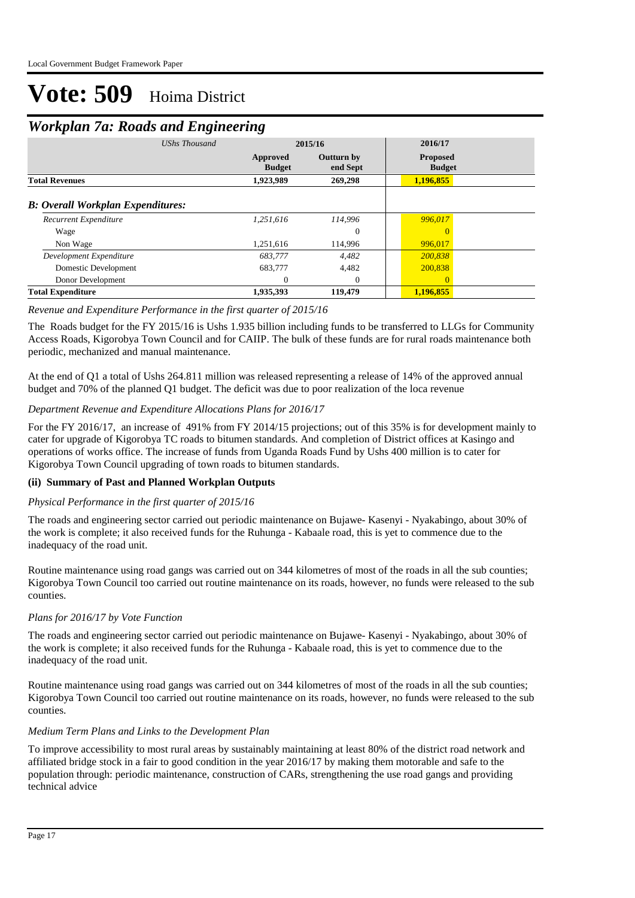Local Government Budget Framework Paper

# Vote: 509 Hoima District

## Workplan 7a: Roads and Engineering

| *UShs Thousand* | 2015/16 | | 2016/17 |
|---|---|---|---|
| | **Approved Budget** | **Outturn by end Sept** | **Proposed Budget** |
| **Total Revenues** | **1,923,989** | **269,298** | **1,196,855** |
| ***B: Overall Workplan Expenditures:*** | | | |
| *Recurrent Expenditure* | *1,251,616* | *114,996* | *996,017* |
| Wage | | 0 | 0 |
| Non Wage | 1,251,616 | 114,996 | 996,017 |
| *Development Expenditure* | *683,777* | *4,482* | *200,838* |
| Domestic Development | 683,777 | 4,482 | 200,838 |
| Donor Development | 0 | 0 | 0 |
| **Total Expenditure** | **1,935,393** | **119,479** | **1,196,855** |

*Revenue and Expenditure Performance in the first quarter of 2015/16*

The Roads budget for the FY 2015/16 is Ushs 1.935 billion including funds to be transferred to LLGs for Community Access Roads, Kigorobya Town Council and for CAIIP. The bulk of these funds are for rural roads maintenance both periodic, mechanized and manual maintenance.

At the end of Q1 a total of Ushs 264.811 million was released representing a release of 14% of the approved annual budget and 70% of the planned Q1 budget. The deficit was due to poor realization of the loca revenue

*Department Revenue and Expenditure Allocations Plans for 2016/17*

For the FY 2016/17, an increase of 491% from FY 2014/15 projections; out of this 35% is for development mainly to cater for upgrade of Kigorobya TC roads to bitumen standards. And completion of District offices at Kasingo and operations of works office. The increase of funds from Uganda Roads Fund by Ushs 400 million is to cater for Kigorobya Town Council upgrading of town roads to bitumen standards.

**(ii) Summary of Past and Planned Workplan Outputs**

*Physical Performance in the first quarter of 2015/16*

The roads and engineering sector carried out periodic maintenance on Bujawe- Kasenyi - Nyakabingo, about 30% of the work is complete; it also received funds for the Ruhunga - Kabaale road, this is yet to commence due to the inadequacy of the road unit.

Routine maintenance using road gangs was carried out on 344 kilometres of most of the roads in all the sub counties; Kigorobya Town Council too carried out routine maintenance on its roads, however, no funds were released to the sub counties.

*Plans for 2016/17 by Vote Function*

The roads and engineering sector carried out periodic maintenance on Bujawe- Kasenyi - Nyakabingo, about 30% of the work is complete; it also received funds for the Ruhunga - Kabaale road, this is yet to commence due to the inadequacy of the road unit.

Routine maintenance using road gangs was carried out on 344 kilometres of most of the roads in all the sub counties; Kigorobya Town Council too carried out routine maintenance on its roads, however, no funds were released to the sub counties.

*Medium Term Plans and Links to the Development Plan*

To improve accessibility to most rural areas by sustainably maintaining at least 80% of the district road network and affiliated bridge stock in a fair to good condition in the year 2016/17 by making them motorable and safe to the population through: periodic maintenance, construction of CARs, strengthening the use road gangs and providing technical advice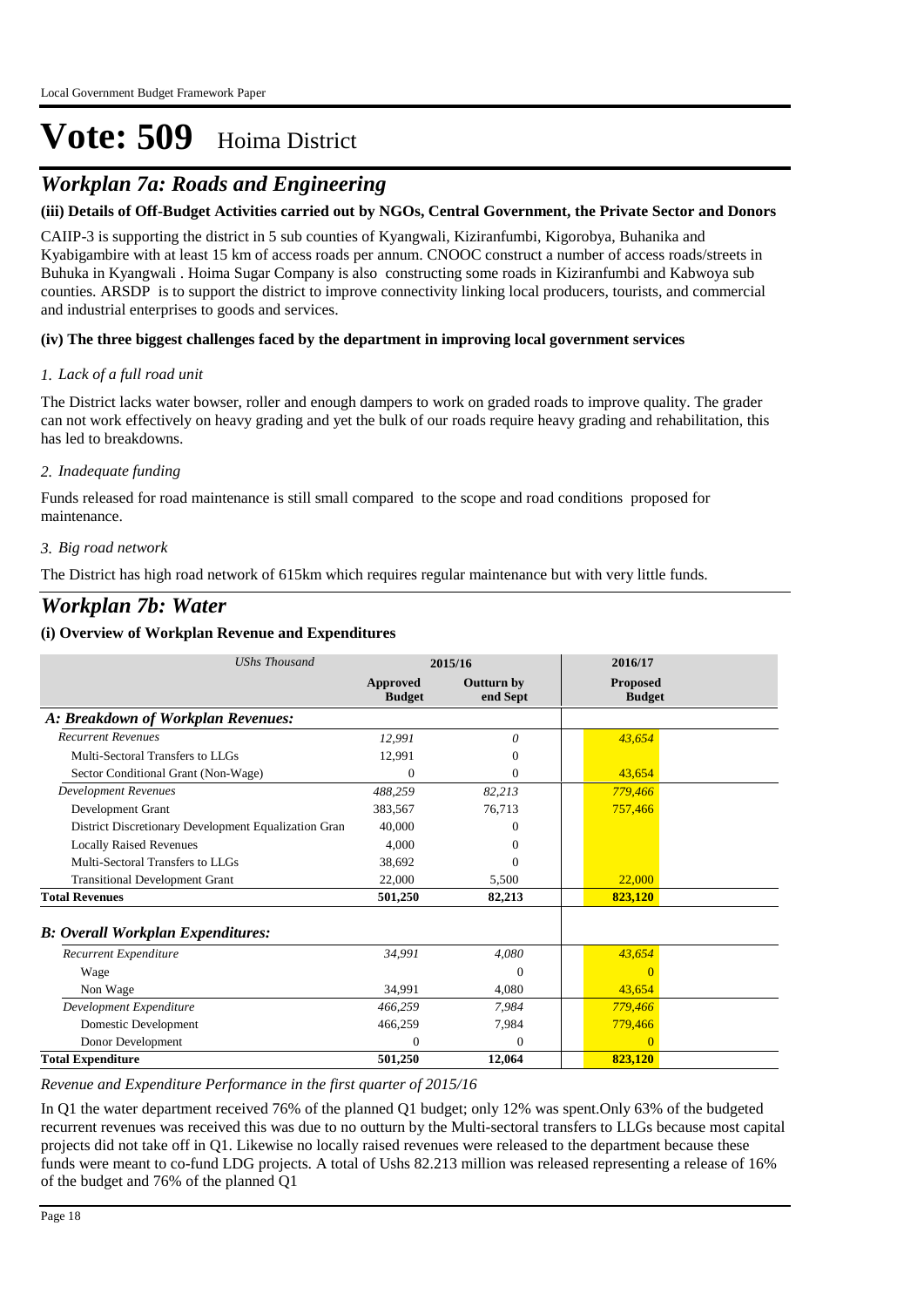# Vote: 509 Hoima District

## *Workplan 7a: Roads and Engineering*

### (iii) Details of Off-Budget Activities carried out by NGOs, Central Government, the Private Sector and Donors

CAIIP-3 is supporting the district in 5 sub counties of Kyangwali, Kiziranfumbi, Kigorobya, Buhanika and Kyabigambire with at least 15 km of access roads per annum. CNOOC construct a number of access roads/streets in Buhuka in Kyangwali . Hoima Sugar Company is also constructing some roads in Kiziranfumbi and Kabwoya sub counties. ARSDP is to support the district to improve connectivity linking local producers, tourists, and commercial and industrial enterprises to goods and services.

### (iv) The three biggest challenges faced by the department in improving local government services

*1. Lack of a full road unit*

The District lacks water bowser, roller and enough dampers to work on graded roads to improve quality. The grader can not work effectively on heavy grading and yet the bulk of our roads require heavy grading and rehabilitation, this has led to breakdowns.

*2. Inadequate funding*

Funds released for road maintenance is still small compared to the scope and road conditions proposed for maintenance.

*3. Big road network*

The District has high road network of 615km which requires regular maintenance but with very little funds.

## *Workplan 7b: Water*

### (i) Overview of Workplan Revenue and Expenditures

| *UShs Thousand* | 2015/16 | | 2016/17 |
|---|---|---|---|
| | **Approved Budget** | **Outturn by end Sept** | **Proposed Budget** |
| ***A: Breakdown of Workplan Revenues:*** | | | |
| *Recurrent Revenues* | *12,991* | *0* | *43,654* |
| Multi-Sectoral Transfers to LLGs | 12,991 | 0 | |
| Sector Conditional Grant (Non-Wage) | 0 | 0 | 43,654 |
| *Development Revenues* | *488,259* | *82,213* | *779,466* |
| Development Grant | 383,567 | 76,713 | 757,466 |
| District Discretionary Development Equalization Gran | 40,000 | 0 | |
| Locally Raised Revenues | 4,000 | 0 | |
| Multi-Sectoral Transfers to LLGs | 38,692 | 0 | |
| Transitional Development Grant | 22,000 | 5,500 | 22,000 |
| **Total Revenues** | **501,250** | **82,213** | **823,120** |
| ***B: Overall Workplan Expenditures:*** | | | |
| *Recurrent Expenditure* | *34,991* | *4,080* | *43,654* |
| Wage | | 0 | 0 |
| Non Wage | 34,991 | 4,080 | 43,654 |
| *Development Expenditure* | *466,259* | *7,984* | *779,466* |
| Domestic Development | 466,259 | 7,984 | 779,466 |
| Donor Development | 0 | 0 | 0 |
| **Total Expenditure** | **501,250** | **12,064** | **823,120** |

*Revenue and Expenditure Performance in the first quarter of 2015/16*

In Q1 the water department received 76% of the planned Q1 budget; only 12% was spent.Only 63% of the budgeted recurrent revenues was received this was due to no outturn by the Multi-sectoral transfers to LLGs because most capital projects did not take off in Q1. Likewise no locally raised revenues were released to the department because these funds were meant to co-fund LDG projects. A total of Ushs 82.213 million was released representing a release of 16% of the budget and 76% of the planned Q1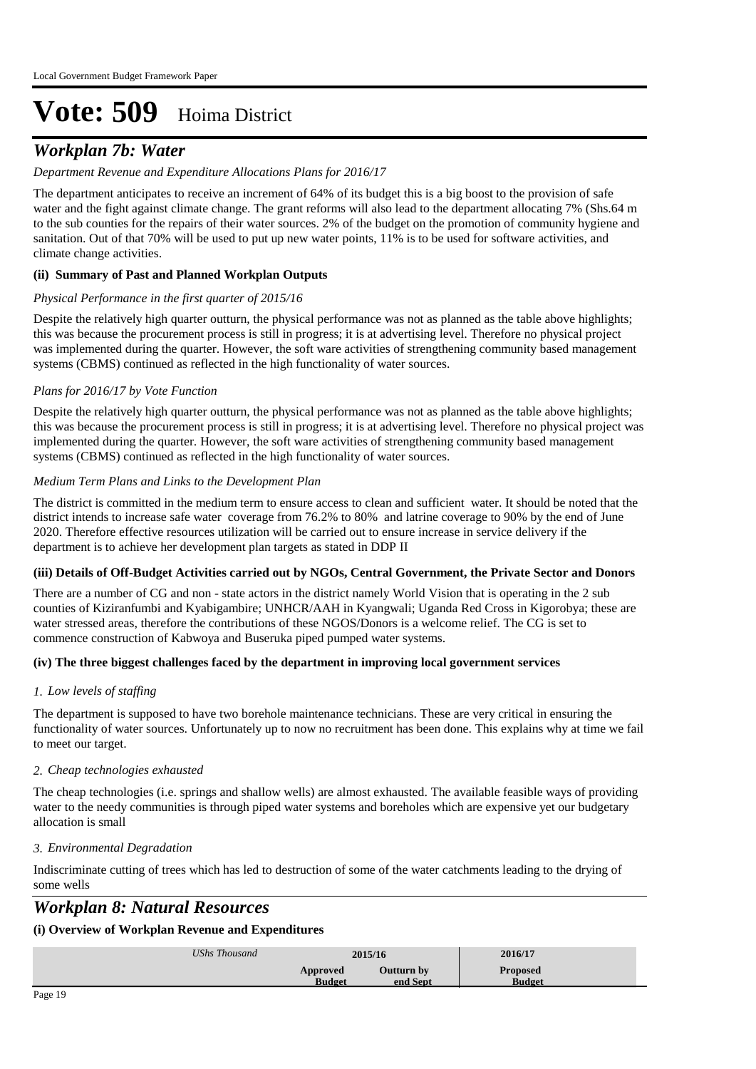# Vote: 509 Hoima District

## Workplan 7b: Water

*Department Revenue and Expenditure Allocations Plans for 2016/17*

The department anticipates to receive an increment of 64% of its budget this is a big boost to the provision of safe water and the fight against climate change. The grant reforms will also lead to the department allocating 7% (Shs.64 m to the sub counties for the repairs of their water sources. 2% of the budget on the promotion of community hygiene and sanitation. Out of that 70% will be used to put up new water points, 11% is to be used for software activities, and climate change activities.

### (ii) Summary of Past and Planned Workplan Outputs

*Physical Performance in the first quarter of 2015/16*

Despite the relatively high quarter outturn, the physical performance was not as planned as the table above highlights; this was because the procurement process is still in progress; it is at advertising level. Therefore no physical project was implemented during the quarter. However, the soft ware activities of strengthening community based management systems (CBMS) continued as reflected in the high functionality of water sources.

*Plans for 2016/17 by Vote Function*

Despite the relatively high quarter outturn, the physical performance was not as planned as the table above highlights; this was because the procurement process is still in progress; it is at advertising level. Therefore no physical project was implemented during the quarter. However, the soft ware activities of strengthening community based management systems (CBMS) continued as reflected in the high functionality of water sources.

*Medium Term Plans and Links to the Development Plan*

The district is committed in the medium term to ensure access to clean and sufficient water. It should be noted that the district intends to increase safe water coverage from 76.2% to 80% and latrine coverage to 90% by the end of June 2020. Therefore effective resources utilization will be carried out to ensure increase in service delivery if the department is to achieve her development plan targets as stated in DDP II

### (iii) Details of Off-Budget Activities carried out by NGOs, Central Government, the Private Sector and Donors

There are a number of CG and non - state actors in the district namely World Vision that is operating in the 2 sub counties of Kiziranfumbi and Kyabigambire; UNHCR/AAH in Kyangwali; Uganda Red Cross in Kigorobya; these are water stressed areas, therefore the contributions of these NGOS/Donors is a welcome relief. The CG is set to commence construction of Kabwoya and Buseruka piped pumped water systems.

### (iv) The three biggest challenges faced by the department in improving local government services

*1. Low levels of staffing*

The department is supposed to have two borehole maintenance technicians. These are very critical in ensuring the functionality of water sources. Unfortunately up to now no recruitment has been done. This explains why at time we fail to meet our target.

*2. Cheap technologies exhausted*

The cheap technologies (i.e. springs and shallow wells) are almost exhausted. The available feasible ways of providing water to the needy communities is through piped water systems and boreholes which are expensive yet our budgetary allocation is small

*3. Environmental Degradation*

Indiscriminate cutting of trees which has led to destruction of some of the water catchments leading to the drying of some wells

## Workplan 8: Natural Resources

### (i) Overview of Workplan Revenue and Expenditures

| *UShs Thousand* | 2015/16 | | 2016/17 |
|---|---|---|---|
| | Approved Budget | Outturn by end Sept | Proposed Budget |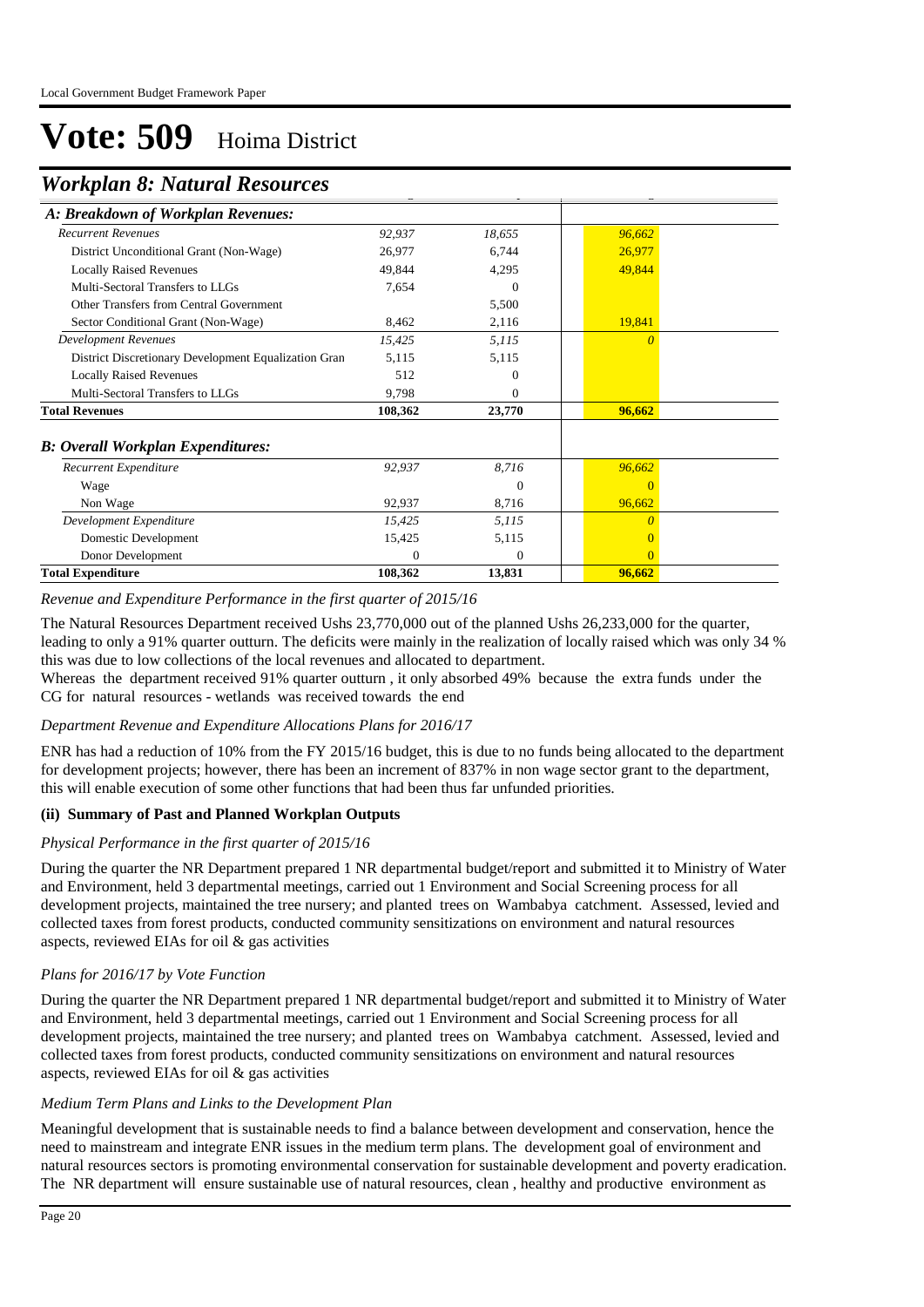# Vote: 509 Hoima District

## *Workplan 8: Natural Resources*

| A: Breakdown of Workplan Revenues: | | | |
|---|---|---|---|
| *Recurrent Revenues* | *92,937* | *18,655* | *96,662* |
| District Unconditional Grant (Non-Wage) | 26,977 | 6,744 | 26,977 |
| Locally Raised Revenues | 49,844 | 4,295 | 49,844 |
| Multi-Sectoral Transfers to LLGs | 7,654 | 0 | |
| Other Transfers from Central Government | | 5,500 | |
| Sector Conditional Grant (Non-Wage) | 8,462 | 2,116 | 19,841 |
| *Development Revenues* | *15,425* | *5,115* | *0* |
| District Discretionary Development Equalization Gran | 5,115 | 5,115 | |
| Locally Raised Revenues | 512 | 0 | |
| Multi-Sectoral Transfers to LLGs | 9,798 | 0 | |
| **Total Revenues** | **108,362** | **23,770** | **96,662** |
| ***B: Overall Workplan Expenditures:*** | | | |
| *Recurrent Expenditure* | *92,937* | *8,716* | *96,662* |
| Wage | | 0 | 0 |
| Non Wage | 92,937 | 8,716 | 96,662 |
| *Development Expenditure* | *15,425* | *5,115* | *0* |
| Domestic Development | 15,425 | 5,115 | 0 |
| Donor Development | 0 | 0 | 0 |
| **Total Expenditure** | **108,362** | **13,831** | **96,662** |

*Revenue and Expenditure Performance in the first quarter of 2015/16*

The Natural Resources Department received Ushs 23,770,000 out of the planned Ushs 26,233,000 for the quarter, leading to only a 91% quarter outturn. The deficits were mainly in the realization of locally raised which was only 34 % this was due to low collections of the local revenues and allocated to department.
Whereas the department received 91% quarter outturn , it only absorbed 49% because the extra funds under the CG for natural resources - wetlands was received towards the end

*Department Revenue and Expenditure Allocations Plans for 2016/17*

ENR has had a reduction of 10% from the FY 2015/16 budget, this is due to no funds being allocated to the department for development projects; however, there has been an increment of 837% in non wage sector grant to the department, this will enable execution of some other functions that had been thus far unfunded priorities.

**(ii) Summary of Past and Planned Workplan Outputs**

*Physical Performance in the first quarter of 2015/16*

During the quarter the NR Department prepared 1 NR departmental budget/report and submitted it to Ministry of Water and Environment, held 3 departmental meetings, carried out 1 Environment and Social Screening process for all development projects, maintained the tree nursery; and planted trees on Wambabya catchment. Assessed, levied and collected taxes from forest products, conducted community sensitizations on environment and natural resources aspects, reviewed EIAs for oil & gas activities

*Plans for 2016/17 by Vote Function*

During the quarter the NR Department prepared 1 NR departmental budget/report and submitted it to Ministry of Water and Environment, held 3 departmental meetings, carried out 1 Environment and Social Screening process for all development projects, maintained the tree nursery; and planted trees on Wambabya catchment. Assessed, levied and collected taxes from forest products, conducted community sensitizations on environment and natural resources aspects, reviewed EIAs for oil & gas activities

*Medium Term Plans and Links to the Development Plan*

Meaningful development that is sustainable needs to find a balance between development and conservation, hence the need to mainstream and integrate ENR issues in the medium term plans. The development goal of environment and natural resources sectors is promoting environmental conservation for sustainable development and poverty eradication. The NR department will ensure sustainable use of natural resources, clean , healthy and productive environment as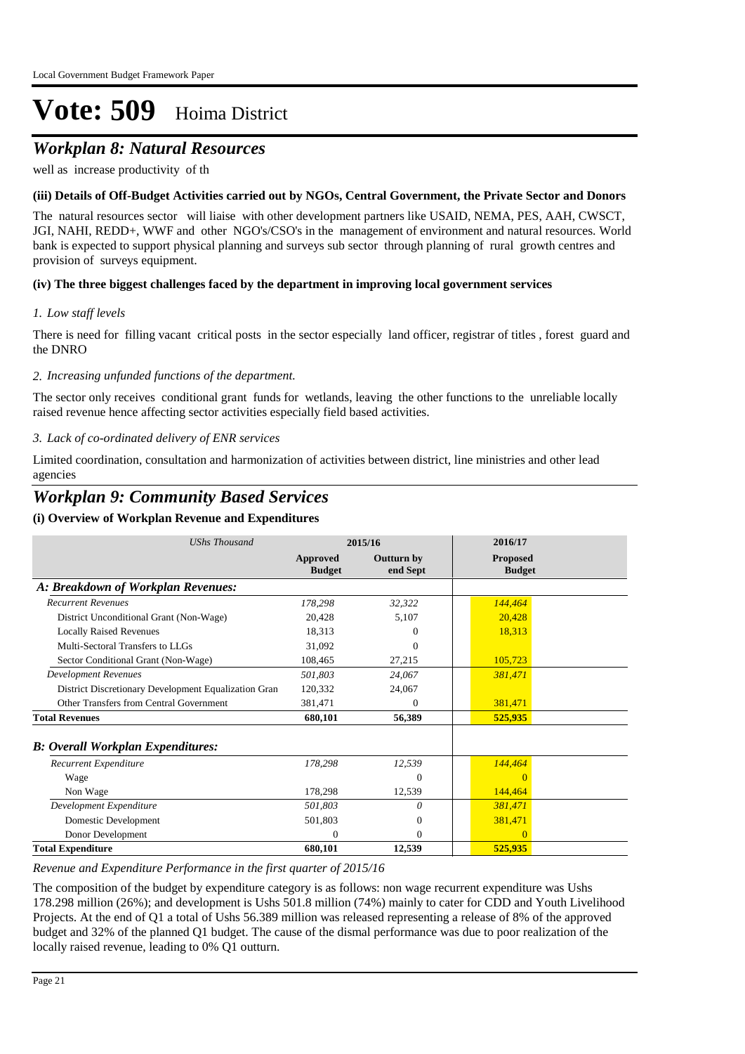# Vote: 509 Hoima District

## *Workplan 8: Natural Resources*

well as increase productivity of th

### (iii) Details of Off-Budget Activities carried out by NGOs, Central Government, the Private Sector and Donors

The natural resources sector will liaise with other development partners like USAID, NEMA, PES, AAH, CWSCT, JGI, NAHI, REDD+, WWF and other NGO's/CSO's in the management of environment and natural resources. World bank is expected to support physical planning and surveys sub sector through planning of rural growth centres and provision of surveys equipment.

### (iv) The three biggest challenges faced by the department in improving local government services

*1. Low staff levels*

There is need for filling vacant critical posts in the sector especially land officer, registrar of titles , forest guard and the DNRO

*2. Increasing unfunded functions of the department.*

The sector only receives conditional grant funds for wetlands, leaving the other functions to the unreliable locally raised revenue hence affecting sector activities especially field based activities.

*3. Lack of co-ordinated delivery of ENR services*

Limited coordination, consultation and harmonization of activities between district, line ministries and other lead agencies

## *Workplan 9: Community Based Services*

### (i) Overview of Workplan Revenue and Expenditures

| *UShs Thousand* | 2015/16 | | 2016/17 |
|---|---|---|---|
| | **Approved Budget** | **Outturn by end Sept** | **Proposed Budget** |
| ***A: Breakdown of Workplan Revenues:*** | | | |
| *Recurrent Revenues* | *178,298* | *32,322* | *144,464* |
| District Unconditional Grant (Non-Wage) | 20,428 | 5,107 | 20,428 |
| Locally Raised Revenues | 18,313 | 0 | 18,313 |
| Multi-Sectoral Transfers to LLGs | 31,092 | 0 | |
| Sector Conditional Grant (Non-Wage) | 108,465 | 27,215 | 105,723 |
| *Development Revenues* | *501,803* | *24,067* | *381,471* |
| District Discretionary Development Equalization Gran | 120,332 | 24,067 | |
| Other Transfers from Central Government | 381,471 | 0 | 381,471 |
| **Total Revenues** | **680,101** | **56,389** | **525,935** |
| ***B: Overall Workplan Expenditures:*** | | | |
| *Recurrent Expenditure* | *178,298* | *12,539* | *144,464* |
| Wage | | 0 | 0 |
| Non Wage | 178,298 | 12,539 | 144,464 |
| *Development Expenditure* | *501,803* | *0* | *381,471* |
| Domestic Development | 501,803 | 0 | 381,471 |
| Donor Development | 0 | 0 | 0 |
| **Total Expenditure** | **680,101** | **12,539** | **525,935** |

*Revenue and Expenditure Performance in the first quarter of 2015/16*

The composition of the budget by expenditure category is as follows: non wage recurrent expenditure was Ushs 178.298 million (26%); and development is Ushs 501.8 million (74%) mainly to cater for CDD and Youth Livelihood Projects. At the end of Q1 a total of Ushs 56.389 million was released representing a release of 8% of the approved budget and 32% of the planned Q1 budget. The cause of the dismal performance was due to poor realization of the locally raised revenue, leading to 0% Q1 outturn.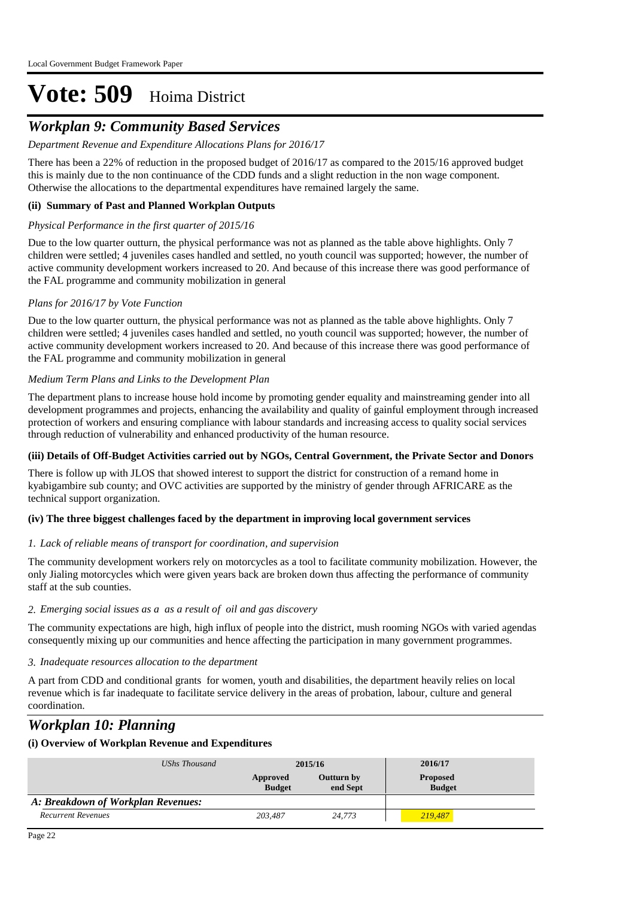# Vote: 509 Hoima District

## *Workplan 9: Community Based Services*

*Department Revenue and Expenditure Allocations Plans for 2016/17*

There has been a 22% of reduction in the proposed budget of 2016/17 as compared to the 2015/16 approved budget this is mainly due to the non continuance of the CDD funds and a slight reduction in the non wage component. Otherwise the allocations to the departmental expenditures have remained largely the same.

**(ii) Summary of Past and Planned Workplan Outputs**

*Physical Performance in the first quarter of 2015/16*

Due to the low quarter outturn, the physical performance was not as planned as the table above highlights. Only 7 children were settled; 4 juveniles cases handled and settled, no youth council was supported; however, the number of active community development workers increased to 20. And because of this increase there was good performance of the FAL programme and community mobilization in general

*Plans for 2016/17 by Vote Function*

Due to the low quarter outturn, the physical performance was not as planned as the table above highlights. Only 7 children were settled; 4 juveniles cases handled and settled, no youth council was supported; however, the number of active community development workers increased to 20. And because of this increase there was good performance of the FAL programme and community mobilization in general

*Medium Term Plans and Links to the Development Plan*

The department plans to increase house hold income by promoting gender equality and mainstreaming gender into all development programmes and projects, enhancing the availability and quality of gainful employment through increased protection of workers and ensuring compliance with labour standards and increasing access to quality social services through reduction of vulnerability and enhanced productivity of the human resource.

**(iii) Details of Off-Budget Activities carried out by NGOs, Central Government, the Private Sector and Donors**

There is follow up with JLOS that showed interest to support the district for construction of a remand home in kyabigambire sub county; and OVC activities are supported by the ministry of gender through AFRICARE as the technical support organization.

**(iv) The three biggest challenges faced by the department in improving local government services**

*1. Lack of reliable means of transport for coordination, and supervision*

The community development workers rely on motorcycles as a tool to facilitate community mobilization. However, the only Jialing motorcycles which were given years back are broken down thus affecting the performance of community staff at the sub counties.

*2. Emerging social issues as a  as a result of  oil and gas discovery*

The community expectations are high, high influx of people into the district, mush rooming NGOs with varied agendas consequently mixing up our communities and hence affecting the participation in many government programmes.

*3. Inadequate resources allocation to the department*

A part from CDD and conditional grants  for women, youth and disabilities, the department heavily relies on local revenue which is far inadequate to facilitate service delivery in the areas of probation, labour, culture and general coordination.

## *Workplan 10: Planning*

**(i) Overview of Workplan Revenue and Expenditures**

| *UShs Thousand* | 2015/16 | | 2016/17 |
|---|---|---|---|
| | **Approved Budget** | **Outturn by end Sept** | **Proposed Budget** |
| ***A: Breakdown of Workplan Revenues:*** | | | |
| *Recurrent Revenues* | *203,487* | *24,773* | *219,487* |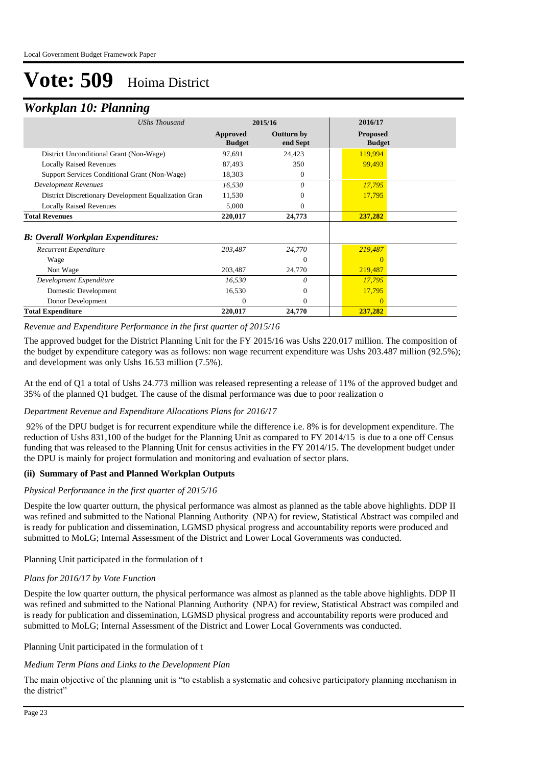# Vote: 509 Hoima District

## *Workplan 10: Planning*

| *UShs Thousand* | 2015/16 | | 2016/17 |
|---|---|---|---|
| | **Approved Budget** | **Outturn by end Sept** | **Proposed Budget** |
| District Unconditional Grant (Non-Wage) | 97,691 | 24,423 | 119,994 |
| Locally Raised Revenues | 87,493 | 350 | 99,493 |
| Support Services Conditional Grant (Non-Wage) | 18,303 | 0 | |
| *Development Revenues* | *16,530* | *0* | *17,795* |
| District Discretionary Development Equalization Gran | 11,530 | 0 | 17,795 |
| Locally Raised Revenues | 5,000 | 0 | |
| **Total Revenues** | **220,017** | **24,773** | **237,282** |
| ***B: Overall Workplan Expenditures:*** | | | |
| *Recurrent Expenditure* | *203,487* | *24,770* | *219,487* |
| Wage | | 0 | 0 |
| Non Wage | 203,487 | 24,770 | 219,487 |
| *Development Expenditure* | *16,530* | *0* | *17,795* |
| Domestic Development | 16,530 | 0 | 17,795 |
| Donor Development | 0 | 0 | 0 |
| **Total Expenditure** | **220,017** | **24,770** | **237,282** |

*Revenue and Expenditure Performance in the first quarter of 2015/16*

The approved budget for the District Planning Unit for the FY 2015/16 was Ushs 220.017 million. The composition of the budget by expenditure category was as follows: non wage recurrent expenditure was Ushs 203.487 million (92.5%); and development was only Ushs 16.53 million (7.5%).

At the end of Q1 a total of Ushs 24.773 million was released representing a release of 11% of the approved budget and 35% of the planned Q1 budget. The cause of the dismal performance was due to poor realization o

*Department Revenue and Expenditure Allocations Plans for 2016/17*

92% of the DPU budget is for recurrent expenditure while the difference i.e. 8% is for development expenditure. The reduction of Ushs 831,100 of the budget for the Planning Unit as compared to FY 2014/15 is due to a one off Census funding that was released to the Planning Unit for census activities in the FY 2014/15. The development budget under the DPU is mainly for project formulation and monitoring and evaluation of sector plans.

**(ii) Summary of Past and Planned Workplan Outputs**

*Physical Performance in the first quarter of 2015/16*

Despite the low quarter outturn, the physical performance was almost as planned as the table above highlights. DDP II was refined and submitted to the National Planning Authority (NPA) for review, Statistical Abstract was compiled and is ready for publication and dissemination, LGMSD physical progress and accountability reports were produced and submitted to MoLG; Internal Assessment of the District and Lower Local Governments was conducted.

Planning Unit participated in the formulation of t

*Plans for 2016/17 by Vote Function*

Despite the low quarter outturn, the physical performance was almost as planned as the table above highlights. DDP II was refined and submitted to the National Planning Authority (NPA) for review, Statistical Abstract was compiled and is ready for publication and dissemination, LGMSD physical progress and accountability reports were produced and submitted to MoLG; Internal Assessment of the District and Lower Local Governments was conducted.

Planning Unit participated in the formulation of t

*Medium Term Plans and Links to the Development Plan*

The main objective of the planning unit is "to establish a systematic and cohesive participatory planning mechanism in the district"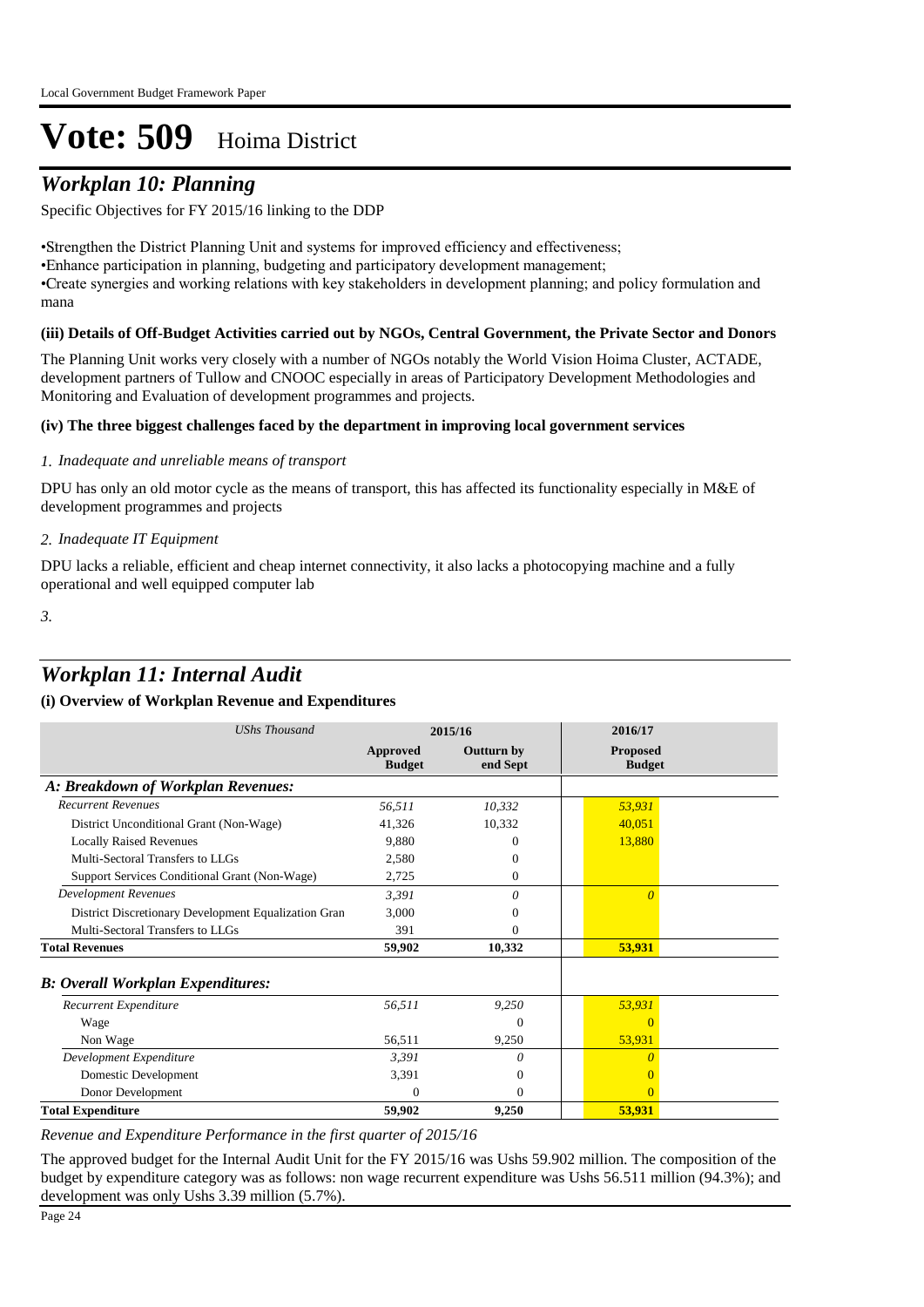# Vote: 509 Hoima District

## *Workplan 10: Planning*

Specific Objectives for FY 2015/16 linking to the DDP

•Strengthen the District Planning Unit and systems for improved efficiency and effectiveness;
•Enhance participation in planning, budgeting and participatory development management;
•Create synergies and working relations with key stakeholders in development planning; and policy formulation and mana

**(iii) Details of Off-Budget Activities carried out by NGOs, Central Government, the Private Sector and Donors**

The Planning Unit works very closely with a number of NGOs notably the World Vision Hoima Cluster, ACTADE, development partners of Tullow and CNOOC especially in areas of Participatory Development Methodologies and Monitoring and Evaluation of development programmes and projects.

**(iv) The three biggest challenges faced by the department in improving local government services**

*1. Inadequate and unreliable means of transport*

DPU has only an old motor cycle as the means of transport, this has affected its functionality especially in M&E of development programmes and projects

*2. Inadequate IT Equipment*

DPU lacks a reliable, efficient and cheap internet connectivity, it also lacks a photocopying machine and a fully operational and well equipped computer lab

*3.*

## *Workplan 11: Internal Audit*

**(i) Overview of Workplan Revenue and Expenditures**

| *UShs Thousand* | 2015/16 | | 2016/17 |
|---|---|---|---|
| | **Approved Budget** | **Outturn by end Sept** | **Proposed Budget** |
| ***A: Breakdown of Workplan Revenues:*** | | | |
| *Recurrent Revenues* | *56,511* | *10,332* | *53,931* |
| District Unconditional Grant (Non-Wage) | 41,326 | 10,332 | 40,051 |
| Locally Raised Revenues | 9,880 | 0 | 13,880 |
| Multi-Sectoral Transfers to LLGs | 2,580 | 0 | |
| Support Services Conditional Grant (Non-Wage) | 2,725 | 0 | |
| *Development Revenues* | *3,391* | *0* | *0* |
| District Discretionary Development Equalization Gran | 3,000 | 0 | |
| Multi-Sectoral Transfers to LLGs | 391 | 0 | |
| **Total Revenues** | **59,902** | **10,332** | **53,931** |
| ***B: Overall Workplan Expenditures:*** | | | |
| *Recurrent Expenditure* | *56,511* | *9,250* | *53,931* |
| Wage | | 0 | 0 |
| Non Wage | 56,511 | 9,250 | 53,931 |
| *Development Expenditure* | *3,391* | *0* | *0* |
| Domestic Development | 3,391 | 0 | 0 |
| Donor Development | 0 | 0 | 0 |
| **Total Expenditure** | **59,902** | **9,250** | **53,931** |

*Revenue and Expenditure Performance in the first quarter of 2015/16*

The approved budget for the Internal Audit Unit for the FY 2015/16 was Ushs 59.902 million. The composition of the budget by expenditure category was as follows: non wage recurrent expenditure was Ushs 56.511 million (94.3%); and development was only Ushs 3.39 million (5.7%).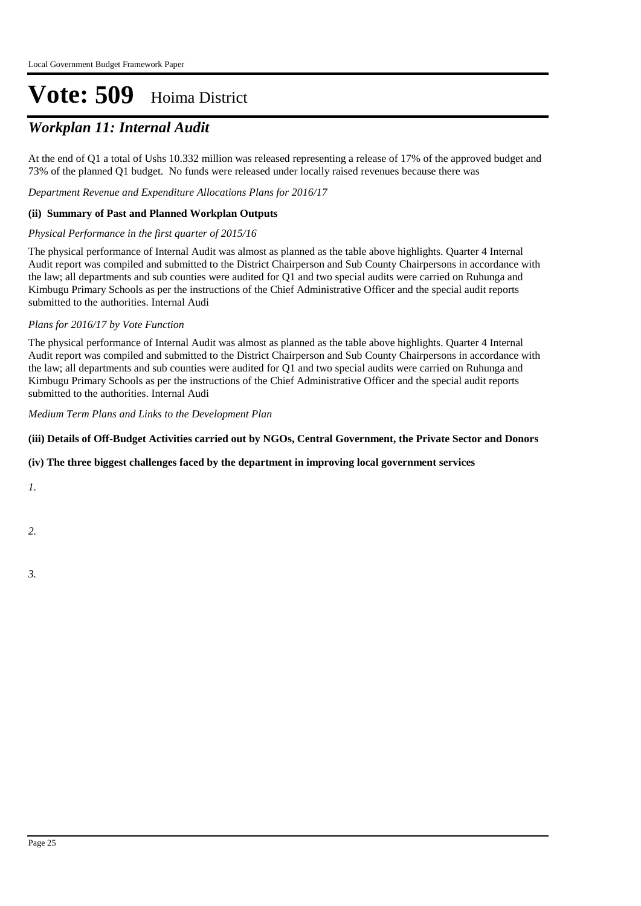# Vote: 509 Hoima District

## *Workplan 11: Internal Audit*

At the end of Q1 a total of Ushs 10.332 million was released representing a release of 17% of the approved budget and 73% of the planned Q1 budget. No funds were released under locally raised revenues because there was

*Department Revenue and Expenditure Allocations Plans for 2016/17*

**(ii) Summary of Past and Planned Workplan Outputs**

*Physical Performance in the first quarter of 2015/16*

The physical performance of Internal Audit was almost as planned as the table above highlights. Quarter 4 Internal Audit report was compiled and submitted to the District Chairperson and Sub County Chairpersons in accordance with the law; all departments and sub counties were audited for Q1 and two special audits were carried on Ruhunga and Kimbugu Primary Schools as per the instructions of the Chief Administrative Officer and the special audit reports submitted to the authorities. Internal Audi

*Plans for 2016/17 by Vote Function*

The physical performance of Internal Audit was almost as planned as the table above highlights. Quarter 4 Internal Audit report was compiled and submitted to the District Chairperson and Sub County Chairpersons in accordance with the law; all departments and sub counties were audited for Q1 and two special audits were carried on Ruhunga and Kimbugu Primary Schools as per the instructions of the Chief Administrative Officer and the special audit reports submitted to the authorities. Internal Audi

*Medium Term Plans and Links to the Development Plan*

**(iii) Details of Off-Budget Activities carried out by NGOs, Central Government, the Private Sector and Donors**

**(iv) The three biggest challenges faced by the department in improving local government services**

*1.*

*2.*

*3.*